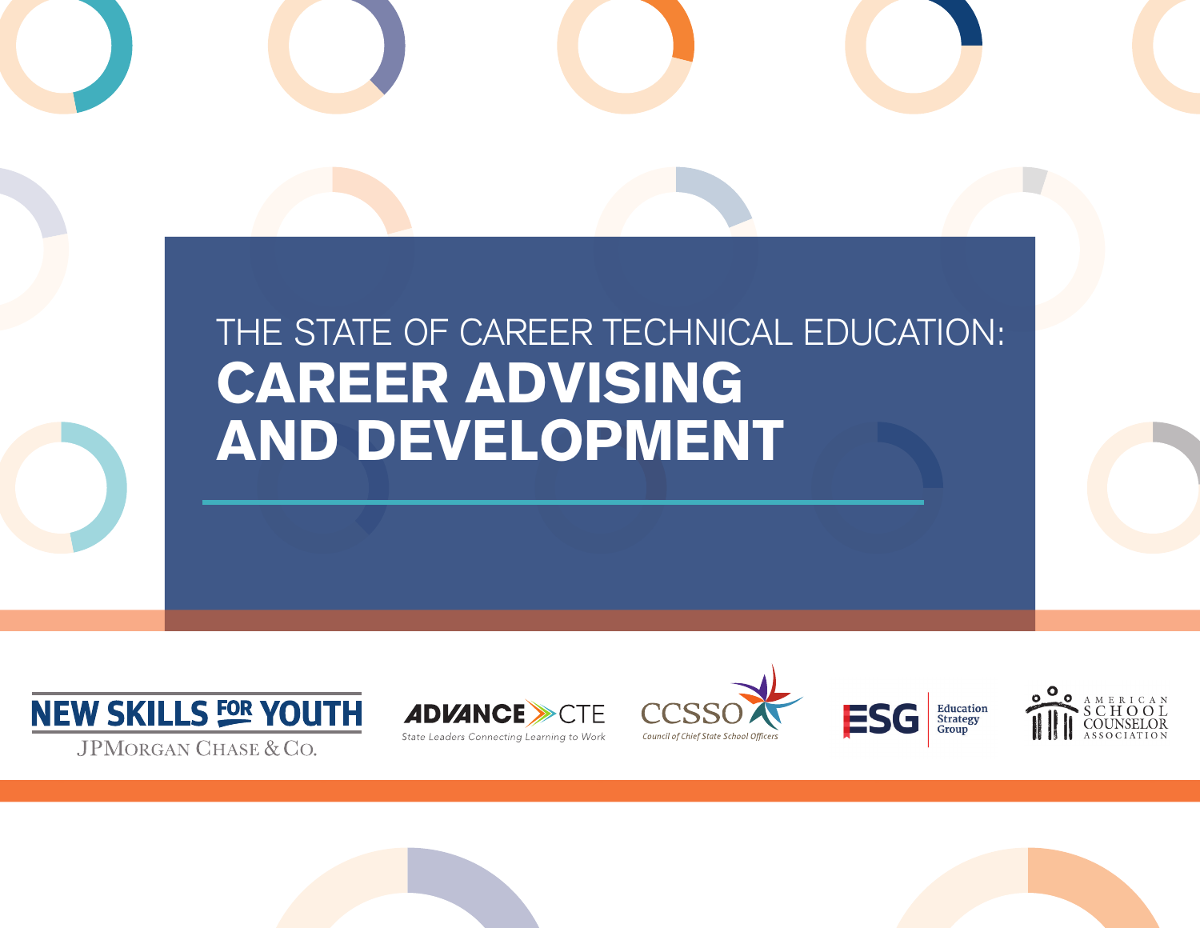# THE STATE OF CAREER TECHNICAL EDUCATION: CAREER ADVISING AND DEVELOPMENT

NEW SKILLS FOR YOUTH
JPMORGAN CHASE & CO.

ADVANCE CTE
State Leaders Connecting Learning to Work

CCSSO
Council of Chief State School Officers

ESG Education Strategy Group

AMERICAN SCHOOL COUNSELOR ASSOCIATION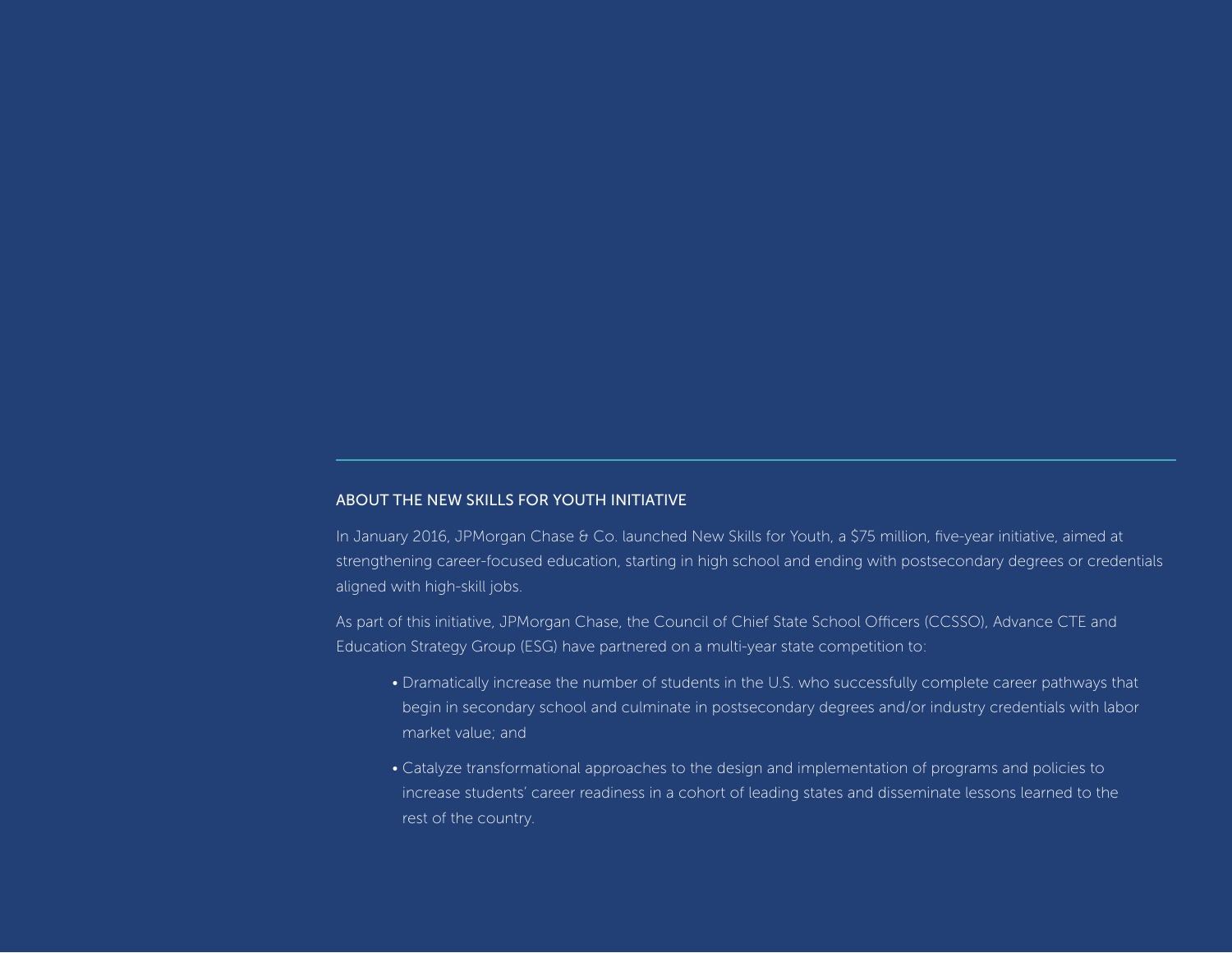## ABOUT THE NEW SKILLS FOR YOUTH INITIATIVE

In January 2016, JPMorgan Chase & Co. launched New Skills for Youth, a $75 million, five-year initiative, aimed at strengthening career-focused education, starting in high school and ending with postsecondary degrees or credentials aligned with high-skill jobs.

As part of this initiative, JPMorgan Chase, the Council of Chief State School Officers (CCSSO), Advance CTE and Education Strategy Group (ESG) have partnered on a multi-year state competition to:

- Dramatically increase the number of students in the U.S. who successfully complete career pathways that begin in secondary school and culminate in postsecondary degrees and/or industry credentials with labor market value; and
- Catalyze transformational approaches to the design and implementation of programs and policies to increase students' career readiness in a cohort of leading states and disseminate lessons learned to the rest of the country.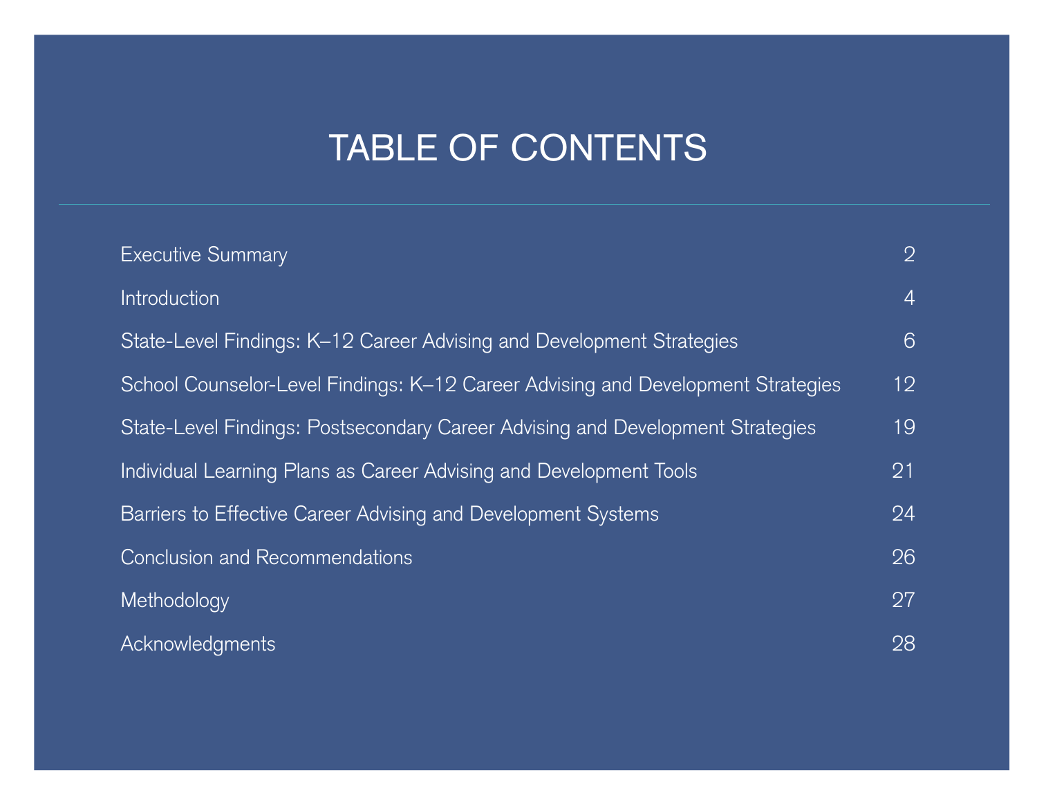# TABLE OF CONTENTS

| | |
|---|---|
| Executive Summary | 2 |
| Introduction | 4 |
| State-Level Findings: K–12 Career Advising and Development Strategies | 6 |
| School Counselor-Level Findings: K–12 Career Advising and Development Strategies | 12 |
| State-Level Findings: Postsecondary Career Advising and Development Strategies | 19 |
| Individual Learning Plans as Career Advising and Development Tools | 21 |
| Barriers to Effective Career Advising and Development Systems | 24 |
| Conclusion and Recommendations | 26 |
| Methodology | 27 |
| Acknowledgments | 28 |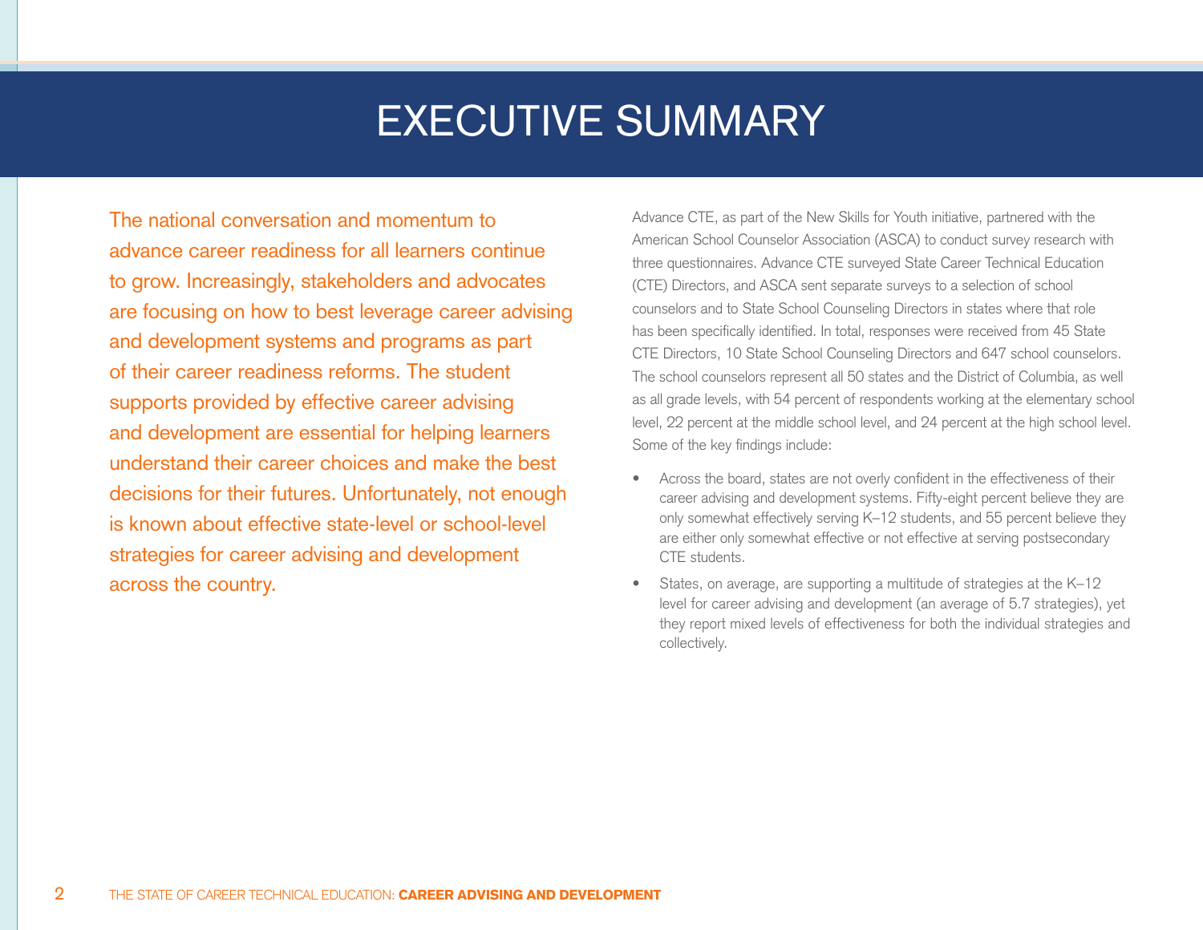# EXECUTIVE SUMMARY

The national conversation and momentum to advance career readiness for all learners continue to grow. Increasingly, stakeholders and advocates are focusing on how to best leverage career advising and development systems and programs as part of their career readiness reforms. The student supports provided by effective career advising and development are essential for helping learners understand their career choices and make the best decisions for their futures. Unfortunately, not enough is known about effective state-level or school-level strategies for career advising and development across the country.

Advance CTE, as part of the New Skills for Youth initiative, partnered with the American School Counselor Association (ASCA) to conduct survey research with three questionnaires. Advance CTE surveyed State Career Technical Education (CTE) Directors, and ASCA sent separate surveys to a selection of school counselors and to State School Counseling Directors in states where that role has been specifically identified. In total, responses were received from 45 State CTE Directors, 10 State School Counseling Directors and 647 school counselors. The school counselors represent all 50 states and the District of Columbia, as well as all grade levels, with 54 percent of respondents working at the elementary school level, 22 percent at the middle school level, and 24 percent at the high school level. Some of the key findings include:

- Across the board, states are not overly confident in the effectiveness of their career advising and development systems. Fifty-eight percent believe they are only somewhat effectively serving K–12 students, and 55 percent believe they are either only somewhat effective or not effective at serving postsecondary CTE students.
- States, on average, are supporting a multitude of strategies at the K–12 level for career advising and development (an average of 5.7 strategies), yet they report mixed levels of effectiveness for both the individual strategies and collectively.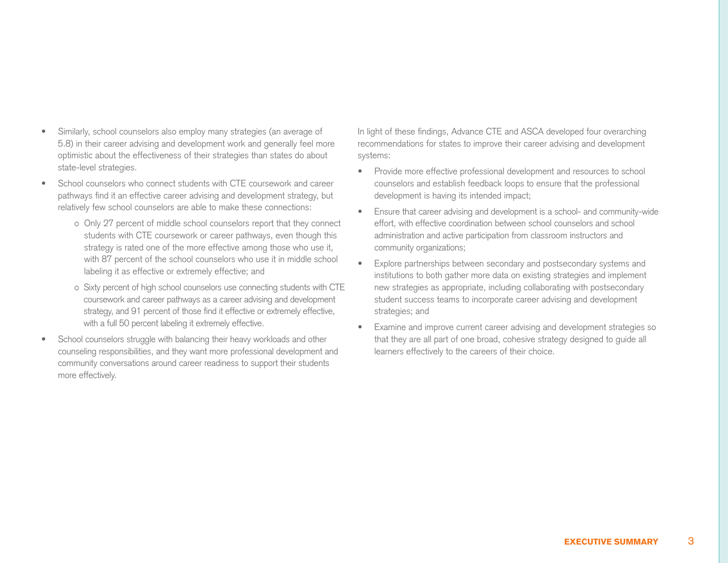- Similarly, school counselors also employ many strategies (an average of 5.8) in their career advising and development work and generally feel more optimistic about the effectiveness of their strategies than states do about state-level strategies.
- School counselors who connect students with CTE coursework and career pathways find it an effective career advising and development strategy, but relatively few school counselors are able to make these connections:
  - Only 27 percent of middle school counselors report that they connect students with CTE coursework or career pathways, even though this strategy is rated one of the more effective among those who use it, with 87 percent of the school counselors who use it in middle school labeling it as effective or extremely effective; and
  - Sixty percent of high school counselors use connecting students with CTE coursework and career pathways as a career advising and development strategy, and 91 percent of those find it effective or extremely effective, with a full 50 percent labeling it extremely effective.
- School counselors struggle with balancing their heavy workloads and other counseling responsibilities, and they want more professional development and community conversations around career readiness to support their students more effectively.

In light of these findings, Advance CTE and ASCA developed four overarching recommendations for states to improve their career advising and development systems:

- Provide more effective professional development and resources to school counselors and establish feedback loops to ensure that the professional development is having its intended impact;
- Ensure that career advising and development is a school- and community-wide effort, with effective coordination between school counselors and school administration and active participation from classroom instructors and community organizations;
- Explore partnerships between secondary and postsecondary systems and institutions to both gather more data on existing strategies and implement new strategies as appropriate, including collaborating with postsecondary student success teams to incorporate career advising and development strategies; and
- Examine and improve current career advising and development strategies so that they are all part of one broad, cohesive strategy designed to guide all learners effectively to the careers of their choice.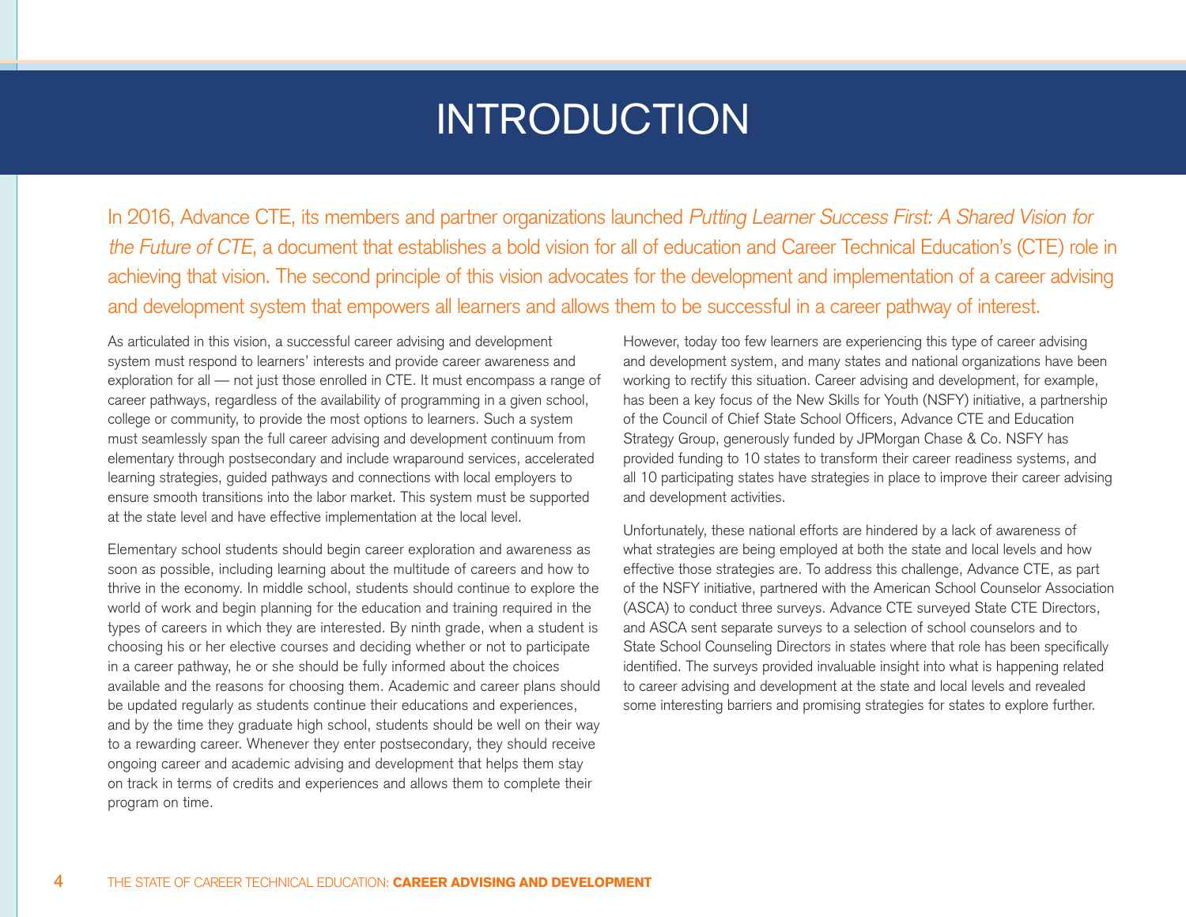# INTRODUCTION

In 2016, Advance CTE, its members and partner organizations launched *Putting Learner Success First: A Shared Vision for the Future of CTE*, a document that establishes a bold vision for all of education and Career Technical Education's (CTE) role in achieving that vision. The second principle of this vision advocates for the development and implementation of a career advising and development system that empowers all learners and allows them to be successful in a career pathway of interest.

As articulated in this vision, a successful career advising and development system must respond to learners' interests and provide career awareness and exploration for all — not just those enrolled in CTE. It must encompass a range of career pathways, regardless of the availability of programming in a given school, college or community, to provide the most options to learners. Such a system must seamlessly span the full career advising and development continuum from elementary through postsecondary and include wraparound services, accelerated learning strategies, guided pathways and connections with local employers to ensure smooth transitions into the labor market. This system must be supported at the state level and have effective implementation at the local level.

Elementary school students should begin career exploration and awareness as soon as possible, including learning about the multitude of careers and how to thrive in the economy. In middle school, students should continue to explore the world of work and begin planning for the education and training required in the types of careers in which they are interested. By ninth grade, when a student is choosing his or her elective courses and deciding whether or not to participate in a career pathway, he or she should be fully informed about the choices available and the reasons for choosing them. Academic and career plans should be updated regularly as students continue their educations and experiences, and by the time they graduate high school, students should be well on their way to a rewarding career. Whenever they enter postsecondary, they should receive ongoing career and academic advising and development that helps them stay on track in terms of credits and experiences and allows them to complete their program on time.

However, today too few learners are experiencing this type of career advising and development system, and many states and national organizations have been working to rectify this situation. Career advising and development, for example, has been a key focus of the New Skills for Youth (NSFY) initiative, a partnership of the Council of Chief State School Officers, Advance CTE and Education Strategy Group, generously funded by JPMorgan Chase & Co. NSFY has provided funding to 10 states to transform their career readiness systems, and all 10 participating states have strategies in place to improve their career advising and development activities.

Unfortunately, these national efforts are hindered by a lack of awareness of what strategies are being employed at both the state and local levels and how effective those strategies are. To address this challenge, Advance CTE, as part of the NSFY initiative, partnered with the American School Counselor Association (ASCA) to conduct three surveys. Advance CTE surveyed State CTE Directors, and ASCA sent separate surveys to a selection of school counselors and to State School Counseling Directors in states where that role has been specifically identified. The surveys provided invaluable insight into what is happening related to career advising and development at the state and local levels and revealed some interesting barriers and promising strategies for states to explore further.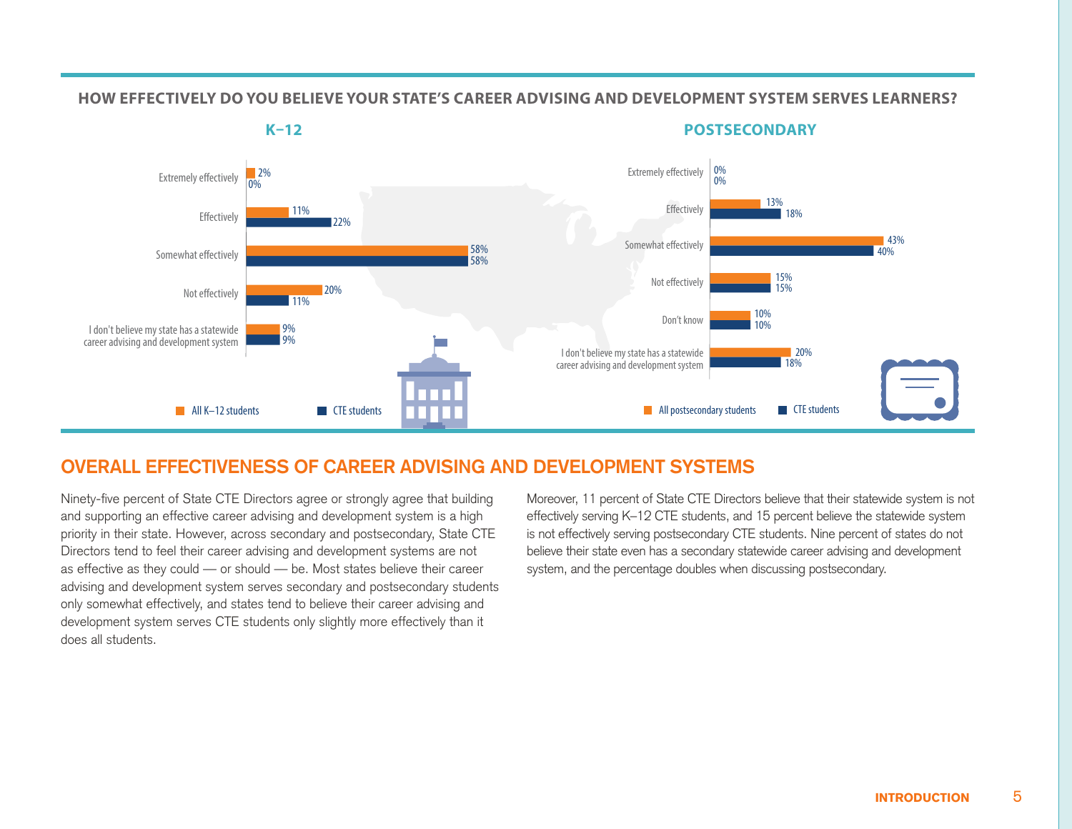**HOW EFFECTIVELY DO YOU BELIEVE YOUR STATE'S CAREER ADVISING AND DEVELOPMENT SYSTEM SERVES LEARNERS?**

**K–12**

| | All K–12 students | CTE students |
|---|---|---|
| Extremely effectively | 2% | 0% |
| Effectively | 11% | 22% |
| Somewhat effectively | 58% | 58% |
| Not effectively | 20% | 11% |
| I don't believe my state has a statewide career advising and development system | 9% | 9% |

**POSTSECONDARY**

| | All postsecondary students | CTE students |
|---|---|---|
| Extremely effectively | 0% | 0% |
| Effectively | 13% | 18% |
| Somewhat effectively | 43% | 40% |
| Not effectively | 15% | 15% |
| Don't know | 10% | 10% |
| I don't believe my state has a statewide career advising and development system | 20% | 18% |

## OVERALL EFFECTIVENESS OF CAREER ADVISING AND DEVELOPMENT SYSTEMS

Ninety-five percent of State CTE Directors agree or strongly agree that building and supporting an effective career advising and development system is a high priority in their state. However, across secondary and postsecondary, State CTE Directors tend to feel their career advising and development systems are not as effective as they could — or should — be. Most states believe their career advising and development system serves secondary and postsecondary students only somewhat effectively, and states tend to believe their career advising and development system serves CTE students only slightly more effectively than it does all students.

Moreover, 11 percent of State CTE Directors believe that their statewide system is not effectively serving K–12 CTE students, and 15 percent believe the statewide system is not effectively serving postsecondary CTE students. Nine percent of states do not believe their state even has a secondary statewide career advising and development system, and the percentage doubles when discussing postsecondary.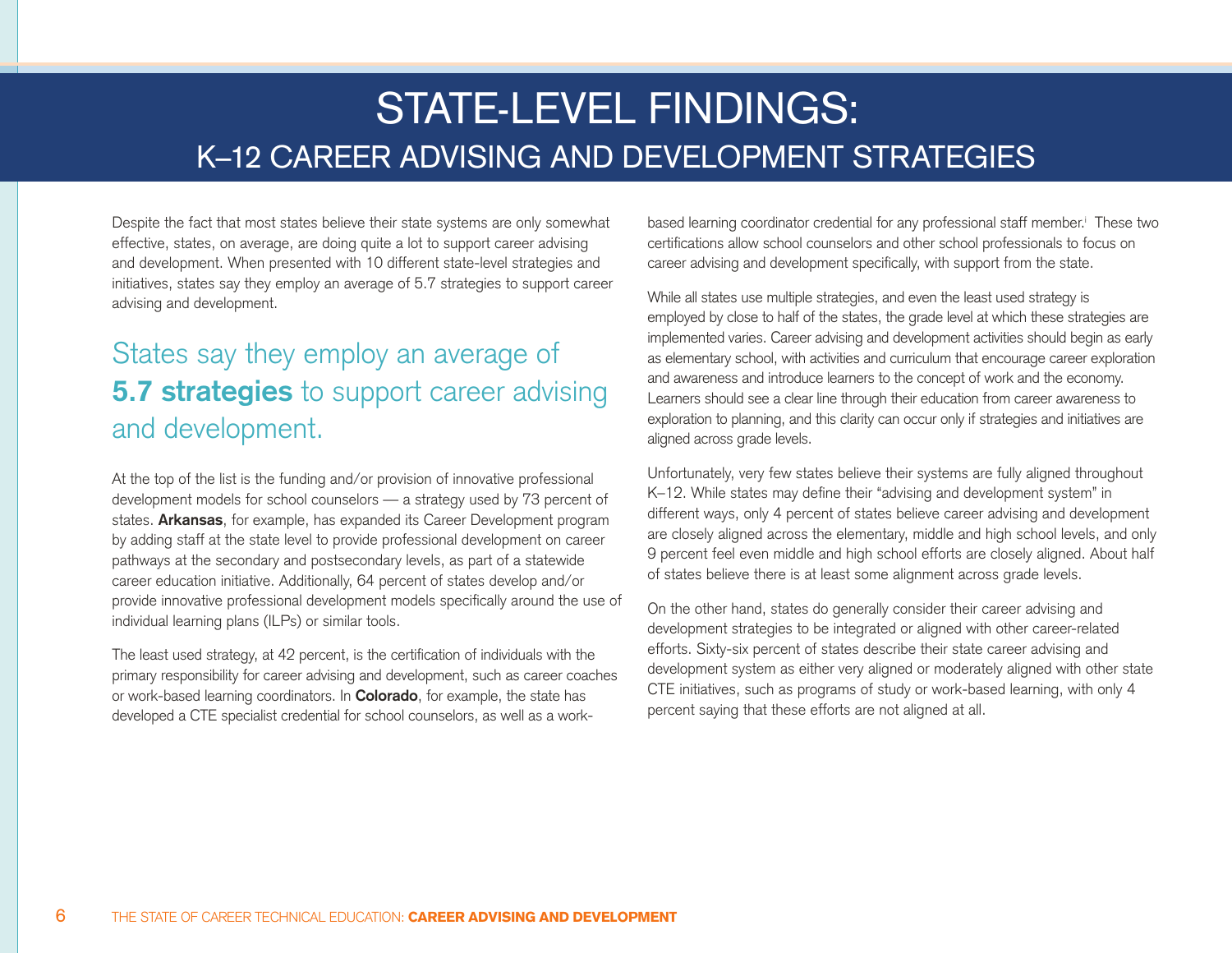# STATE-LEVEL FINDINGS:
## K–12 CAREER ADVISING AND DEVELOPMENT STRATEGIES

Despite the fact that most states believe their state systems are only somewhat effective, states, on average, are doing quite a lot to support career advising and development. When presented with 10 different state-level strategies and initiatives, states say they employ an average of 5.7 strategies to support career advising and development.

> States say they employ an average of **5.7 strategies** to support career advising and development.

At the top of the list is the funding and/or provision of innovative professional development models for school counselors — a strategy used by 73 percent of states. **Arkansas**, for example, has expanded its Career Development program by adding staff at the state level to provide professional development on career pathways at the secondary and postsecondary levels, as part of a statewide career education initiative. Additionally, 64 percent of states develop and/or provide innovative professional development models specifically around the use of individual learning plans (ILPs) or similar tools.

The least used strategy, at 42 percent, is the certification of individuals with the primary responsibility for career advising and development, such as career coaches or work-based learning coordinators. In **Colorado**, for example, the state has developed a CTE specialist credential for school counselors, as well as a work-based learning coordinator credential for any professional staff member.[i] These two certifications allow school counselors and other school professionals to focus on career advising and development specifically, with support from the state.

While all states use multiple strategies, and even the least used strategy is employed by close to half of the states, the grade level at which these strategies are implemented varies. Career advising and development activities should begin as early as elementary school, with activities and curriculum that encourage career exploration and awareness and introduce learners to the concept of work and the economy. Learners should see a clear line through their education from career awareness to exploration to planning, and this clarity can occur only if strategies and initiatives are aligned across grade levels.

Unfortunately, very few states believe their systems are fully aligned throughout K–12. While states may define their "advising and development system" in different ways, only 4 percent of states believe career advising and development are closely aligned across the elementary, middle and high school levels, and only 9 percent feel even middle and high school efforts are closely aligned. About half of states believe there is at least some alignment across grade levels.

On the other hand, states do generally consider their career advising and development strategies to be integrated or aligned with other career-related efforts. Sixty-six percent of states describe their state career advising and development system as either very aligned or moderately aligned with other state CTE initiatives, such as programs of study or work-based learning, with only 4 percent saying that these efforts are not aligned at all.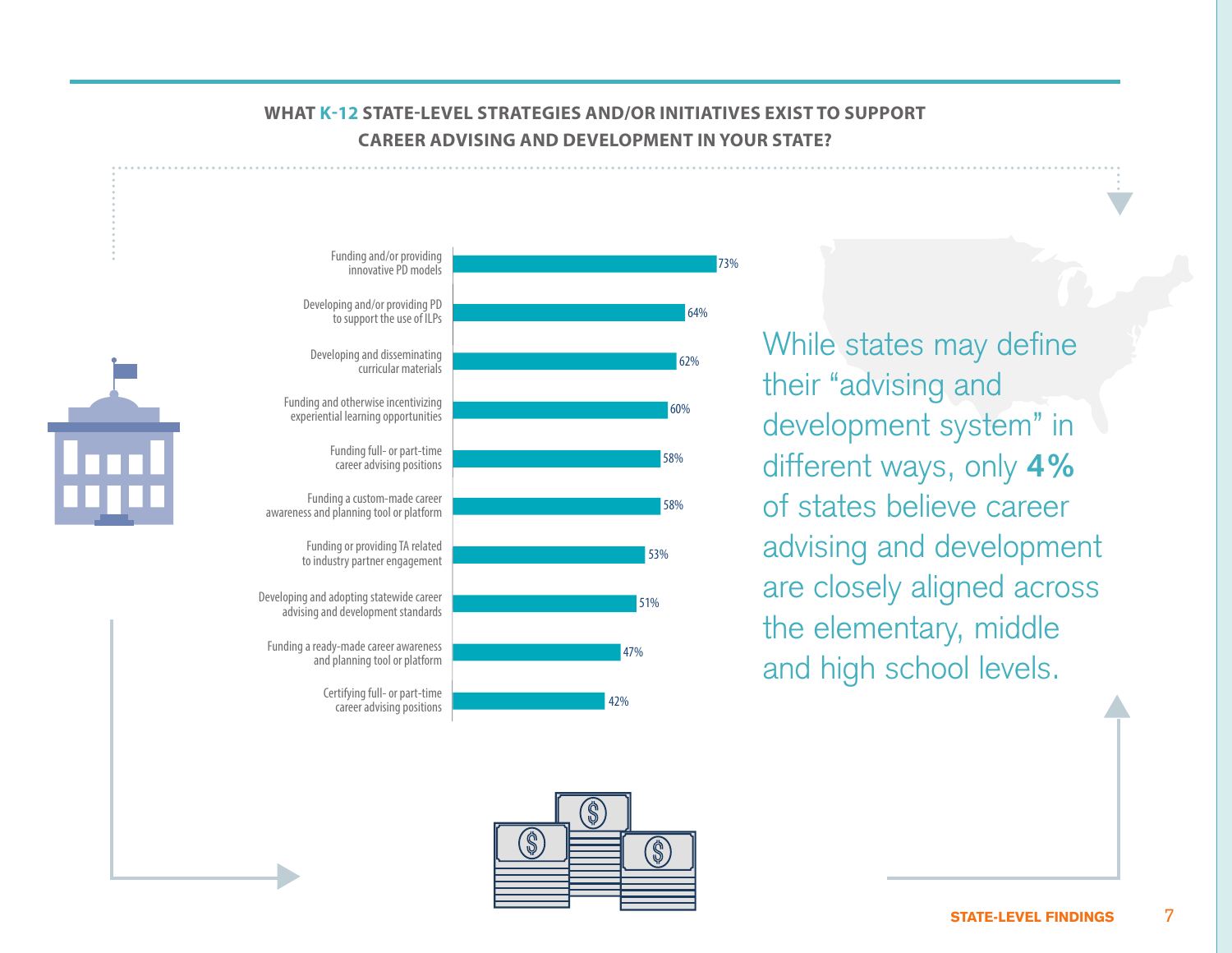## WHAT K-12 STATE-LEVEL STRATEGIES AND/OR INITIATIVES EXIST TO SUPPORT CAREER ADVISING AND DEVELOPMENT IN YOUR STATE?

| Strategy/Initiative | Percentage |
|---|---|
| Funding and/or providing innovative PD models | 73% |
| Developing and/or providing PD to support the use of ILPs | 64% |
| Developing and disseminating curricular materials | 62% |
| Funding and otherwise incentivizing experiential learning opportunities | 60% |
| Funding full- or part-time career advising positions | 58% |
| Funding a custom-made career awareness and planning tool or platform | 58% |
| Funding or providing TA related to industry partner engagement | 53% |
| Developing and adopting statewide career advising and development standards | 51% |
| Funding a ready-made career awareness and planning tool or platform | 47% |
| Certifying full- or part-time career advising positions | 42% |

While states may define their "advising and development system" in different ways, only **4%** of states believe career advising and development are closely aligned across the elementary, middle and high school levels.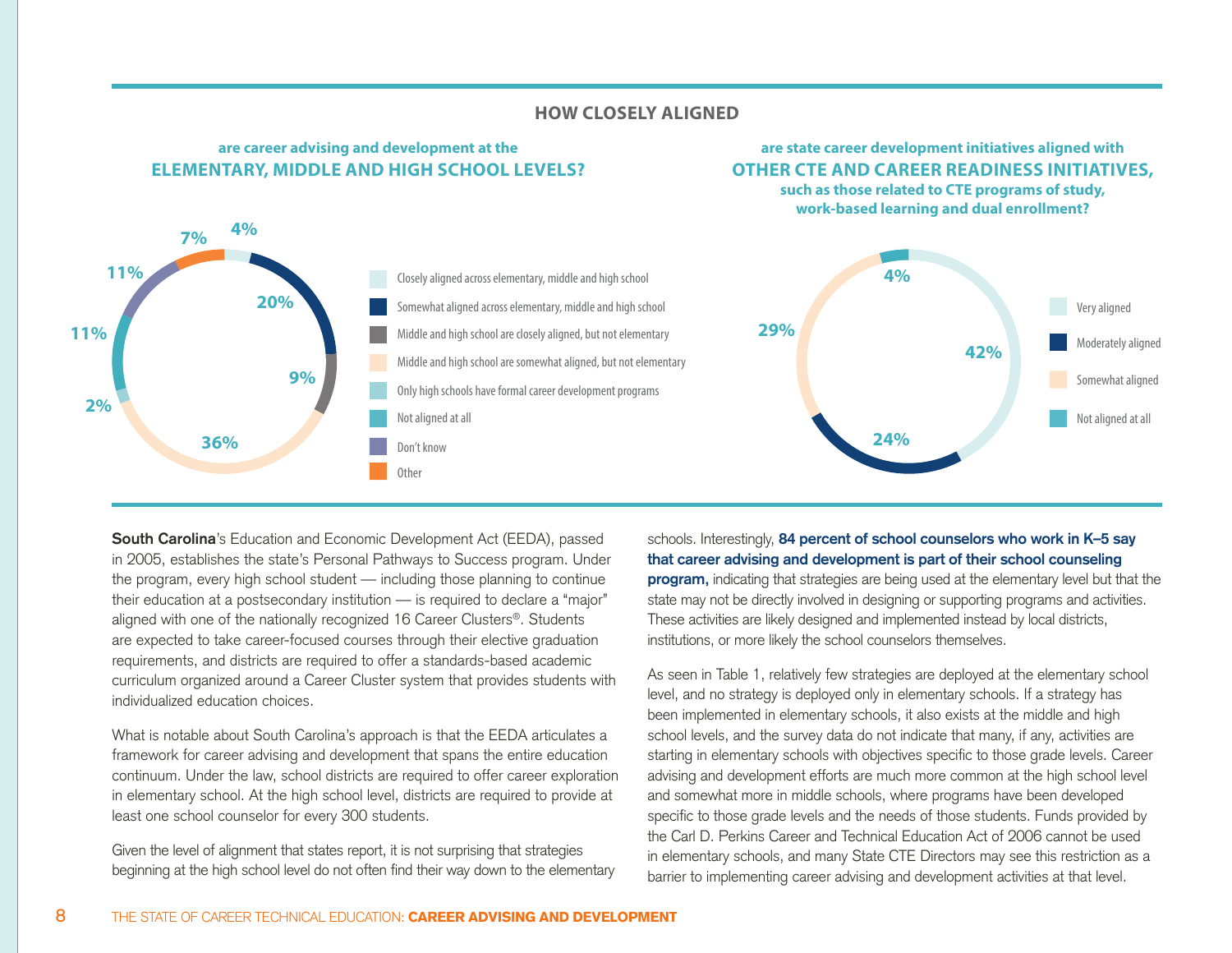## HOW CLOSELY ALIGNED

### are career advising and development at the ELEMENTARY, MIDDLE AND HIGH SCHOOL LEVELS?

| Response | Percent |
|---|---|
| Closely aligned across elementary, middle and high school | 4% |
| Somewhat aligned across elementary, middle and high school | 20% |
| Middle and high school are closely aligned, but not elementary | 9% |
| Middle and high school are somewhat aligned, but not elementary | 36% |
| Only high schools have formal career development programs | 2% |
| Not aligned at all | 11% |
| Don't know | 11% |
| Other | 7% |

### are state career development initiatives aligned with OTHER CTE AND CAREER READINESS INITIATIVES, such as those related to CTE programs of study, work-based learning and dual enrollment?

| Response | Percent |
|---|---|
| Very aligned | 42% |
| Moderately aligned | 24% |
| Somewhat aligned | 29% |
| Not aligned at all | 4% |

**South Carolina**'s Education and Economic Development Act (EEDA), passed in 2005, establishes the state's Personal Pathways to Success program. Under the program, every high school student — including those planning to continue their education at a postsecondary institution — is required to declare a "major" aligned with one of the nationally recognized 16 Career Clusters®. Students are expected to take career-focused courses through their elective graduation requirements, and districts are required to offer a standards-based academic curriculum organized around a Career Cluster system that provides students with individualized education choices.

What is notable about South Carolina's approach is that the EEDA articulates a framework for career advising and development that spans the entire education continuum. Under the law, school districts are required to offer career exploration in elementary school. At the high school level, districts are required to provide at least one school counselor for every 300 students.

Given the level of alignment that states report, it is not surprising that strategies beginning at the high school level do not often find their way down to the elementary schools. Interestingly, **84 percent of school counselors who work in K–5 say that career advising and development is part of their school counseling program,** indicating that strategies are being used at the elementary level but that the state may not be directly involved in designing or supporting programs and activities. These activities are likely designed and implemented instead by local districts, institutions, or more likely the school counselors themselves.

As seen in Table 1, relatively few strategies are deployed at the elementary school level, and no strategy is deployed only in elementary schools. If a strategy has been implemented in elementary schools, it also exists at the middle and high school levels, and the survey data do not indicate that many, if any, activities are starting in elementary schools with objectives specific to those grade levels. Career advising and development efforts are much more common at the high school level and somewhat more in middle schools, where programs have been developed specific to those grade levels and the needs of those students. Funds provided by the Carl D. Perkins Career and Technical Education Act of 2006 cannot be used in elementary schools, and many State CTE Directors may see this restriction as a barrier to implementing career advising and development activities at that level.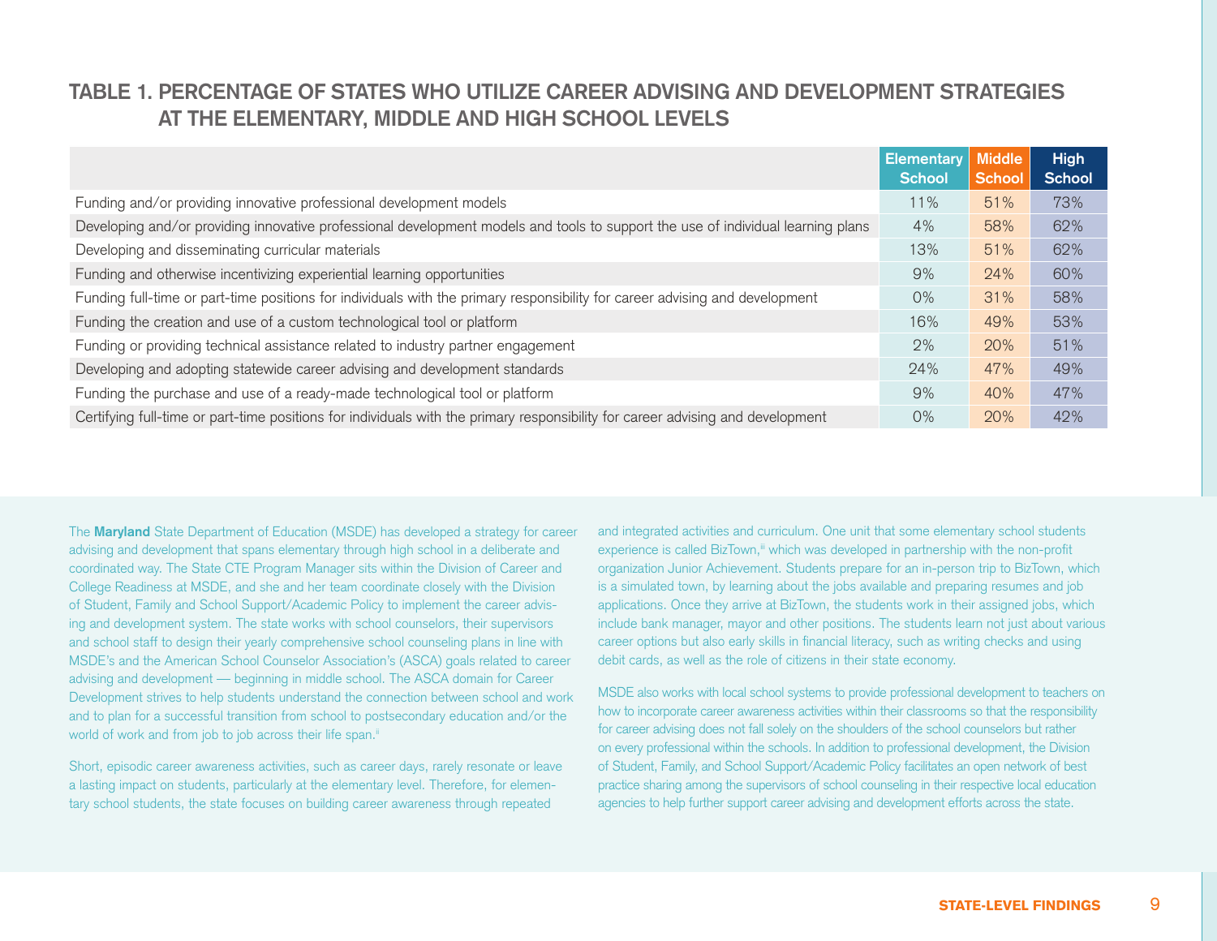## TABLE 1. PERCENTAGE OF STATES WHO UTILIZE CAREER ADVISING AND DEVELOPMENT STRATEGIES AT THE ELEMENTARY, MIDDLE AND HIGH SCHOOL LEVELS

| | Elementary School | Middle School | High School |
|---|---|---|---|
| Funding and/or providing innovative professional development models | 11% | 51% | 73% |
| Developing and/or providing innovative professional development models and tools to support the use of individual learning plans | 4% | 58% | 62% |
| Developing and disseminating curricular materials | 13% | 51% | 62% |
| Funding and otherwise incentivizing experiential learning opportunities | 9% | 24% | 60% |
| Funding full-time or part-time positions for individuals with the primary responsibility for career advising and development | 0% | 31% | 58% |
| Funding the creation and use of a custom technological tool or platform | 16% | 49% | 53% |
| Funding or providing technical assistance related to industry partner engagement | 2% | 20% | 51% |
| Developing and adopting statewide career advising and development standards | 24% | 47% | 49% |
| Funding the purchase and use of a ready-made technological tool or platform | 9% | 40% | 47% |
| Certifying full-time or part-time positions for individuals with the primary responsibility for career advising and development | 0% | 20% | 42% |

The **Maryland** State Department of Education (MSDE) has developed a strategy for career advising and development that spans elementary through high school in a deliberate and coordinated way. The State CTE Program Manager sits within the Division of Career and College Readiness at MSDE, and she and her team coordinate closely with the Division of Student, Family and School Support/Academic Policy to implement the career advising and development system. The state works with school counselors, their supervisors and school staff to design their yearly comprehensive school counseling plans in line with MSDE's and the American School Counselor Association's (ASCA) goals related to career advising and development — beginning in middle school. The ASCA domain for Career Development strives to help students understand the connection between school and work and to plan for a successful transition from school to postsecondary education and/or the world of work and from job to job across their life span.[ii]

Short, episodic career awareness activities, such as career days, rarely resonate or leave a lasting impact on students, particularly at the elementary level. Therefore, for elementary school students, the state focuses on building career awareness through repeated and integrated activities and curriculum. One unit that some elementary school students experience is called BizTown,[iii] which was developed in partnership with the non-profit organization Junior Achievement. Students prepare for an in-person trip to BizTown, which is a simulated town, by learning about the jobs available and preparing resumes and job applications. Once they arrive at BizTown, the students work in their assigned jobs, which include bank manager, mayor and other positions. The students learn not just about various career options but also early skills in financial literacy, such as writing checks and using debit cards, as well as the role of citizens in their state economy.

MSDE also works with local school systems to provide professional development to teachers on how to incorporate career awareness activities within their classrooms so that the responsibility for career advising does not fall solely on the shoulders of the school counselors but rather on every professional within the schools. In addition to professional development, the Division of Student, Family, and School Support/Academic Policy facilitates an open network of best practice sharing among the supervisors of school counseling in their respective local education agencies to help further support career advising and development efforts across the state.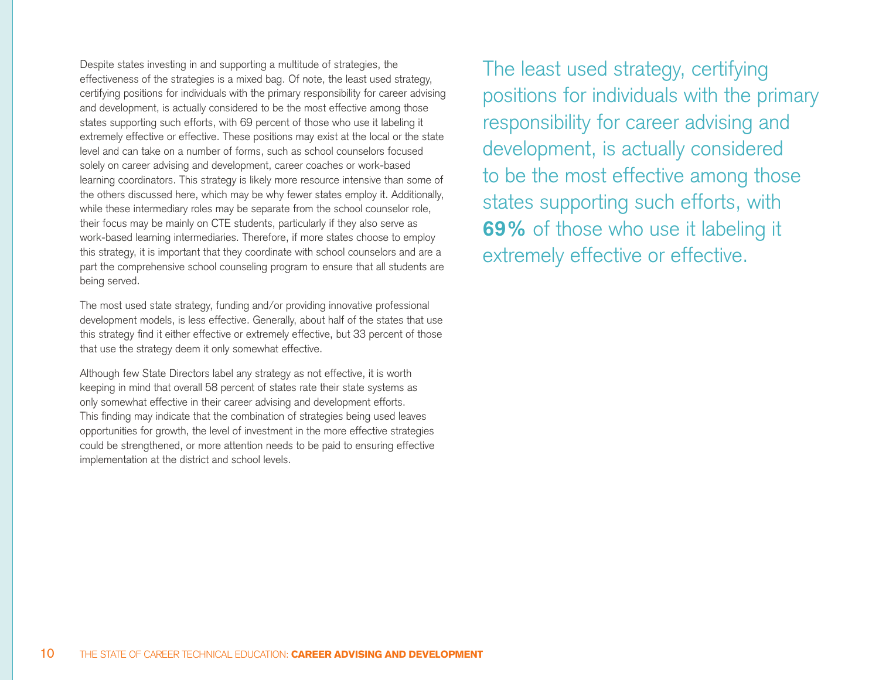Despite states investing in and supporting a multitude of strategies, the effectiveness of the strategies is a mixed bag. Of note, the least used strategy, certifying positions for individuals with the primary responsibility for career advising and development, is actually considered to be the most effective among those states supporting such efforts, with 69 percent of those who use it labeling it extremely effective or effective. These positions may exist at the local or the state level and can take on a number of forms, such as school counselors focused solely on career advising and development, career coaches or work-based learning coordinators. This strategy is likely more resource intensive than some of the others discussed here, which may be why fewer states employ it. Additionally, while these intermediary roles may be separate from the school counselor role, their focus may be mainly on CTE students, particularly if they also serve as work-based learning intermediaries. Therefore, if more states choose to employ this strategy, it is important that they coordinate with school counselors and are a part the comprehensive school counseling program to ensure that all students are being served.

The most used state strategy, funding and/or providing innovative professional development models, is less effective. Generally, about half of the states that use this strategy find it either effective or extremely effective, but 33 percent of those that use the strategy deem it only somewhat effective.

Although few State Directors label any strategy as not effective, it is worth keeping in mind that overall 58 percent of states rate their state systems as only somewhat effective in their career advising and development efforts. This finding may indicate that the combination of strategies being used leaves opportunities for growth, the level of investment in the more effective strategies could be strengthened, or more attention needs to be paid to ensuring effective implementation at the district and school levels.

> The least used strategy, certifying positions for individuals with the primary responsibility for career advising and development, is actually considered to be the most effective among those states supporting such efforts, with **69%** of those who use it labeling it extremely effective or effective.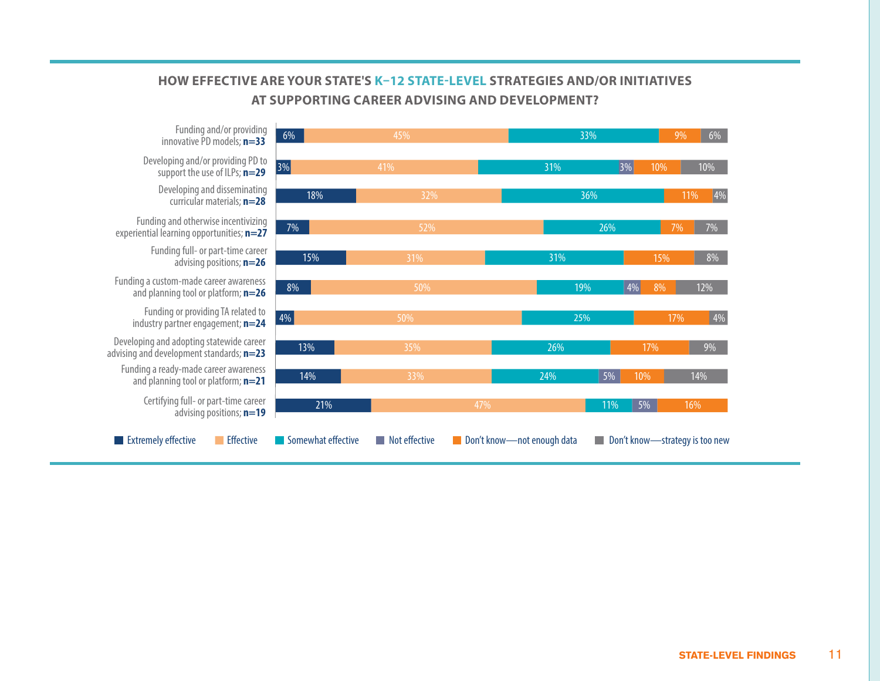## HOW EFFECTIVE ARE YOUR STATE'S K–12 STATE-LEVEL STRATEGIES AND/OR INITIATIVES AT SUPPORTING CAREER ADVISING AND DEVELOPMENT?

| Strategy | Extremely effective | Effective | Somewhat effective | Not effective | Don't know—not enough data | Don't know—strategy is too new |
|---|---|---|---|---|---|---|
| Funding and/or providing innovative PD models; **n=33** | 6% | 45% | 33% | | 9% | 6% |
| Developing and/or providing PD to support the use of ILPs; **n=29** | 3% | 41% | 31% | 3% | 10% | 10% |
| Developing and disseminating curricular materials; **n=28** | 18% | 32% | 36% | | 11% | 4% |
| Funding and otherwise incentivizing experiential learning opportunities; **n=27** | 7% | 52% | 26% | | 7% | 7% |
| Funding full- or part-time career advising positions; **n=26** | 15% | 31% | 31% | | 15% | 8% |
| Funding a custom-made career awareness and planning tool or platform; **n=26** | 8% | 50% | 19% | 4% | 8% | 12% |
| Funding or providing TA related to industry partner engagement; **n=24** | 4% | 50% | 25% | | 17% | 4% |
| Developing and adopting statewide career advising and development standards; **n=23** | 13% | 35% | 26% | | 17% | 9% |
| Funding a ready-made career awareness and planning tool or platform; **n=21** | 14% | 33% | 24% | 5% | 10% | 14% |
| Certifying full- or part-time career advising positions; **n=19** | 21% | 47% | 11% | 5% | 16% | |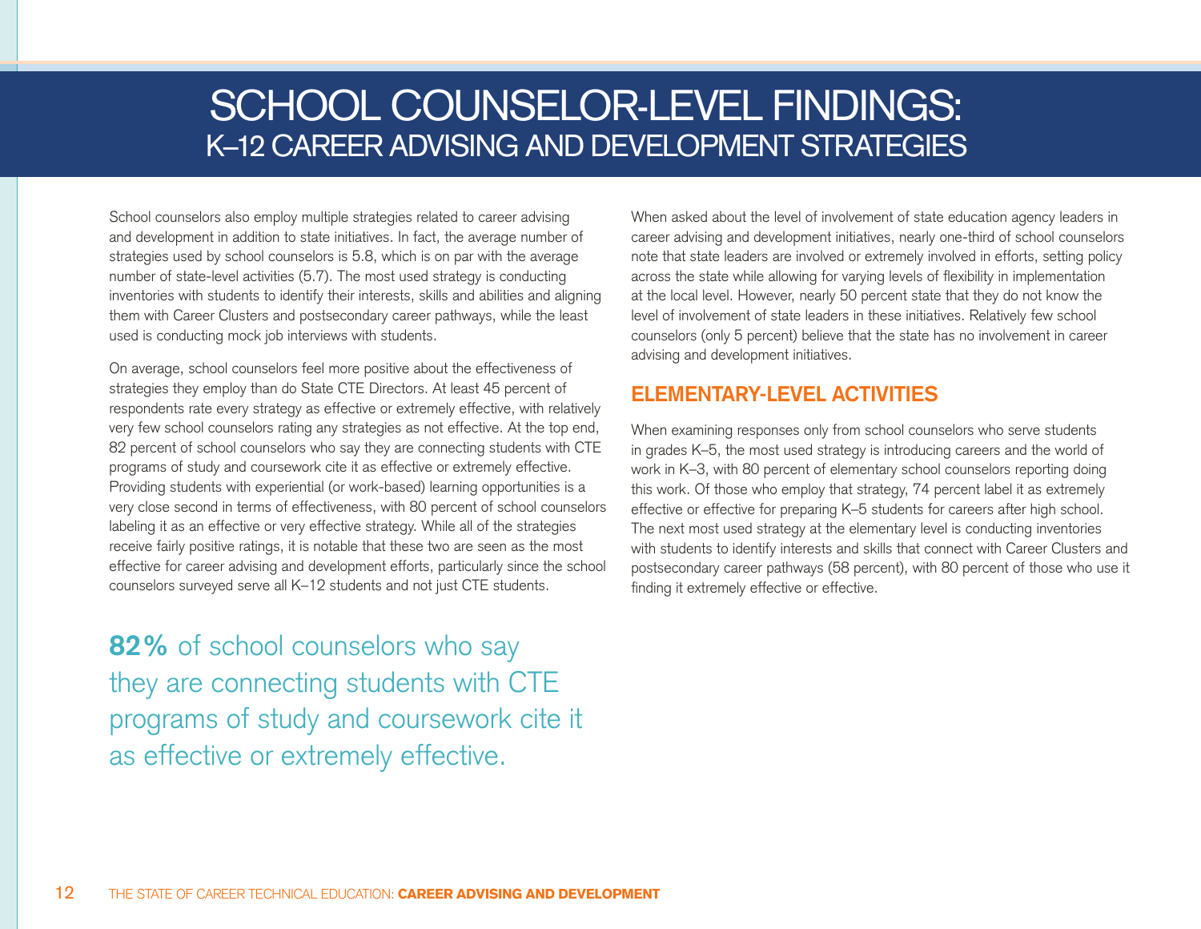# SCHOOL COUNSELOR-LEVEL FINDINGS: K–12 CAREER ADVISING AND DEVELOPMENT STRATEGIES

School counselors also employ multiple strategies related to career advising and development in addition to state initiatives. In fact, the average number of strategies used by school counselors is 5.8, which is on par with the average number of state-level activities (5.7). The most used strategy is conducting inventories with students to identify their interests, skills and abilities and aligning them with Career Clusters and postsecondary career pathways, while the least used is conducting mock job interviews with students.

On average, school counselors feel more positive about the effectiveness of strategies they employ than do State CTE Directors. At least 45 percent of respondents rate every strategy as effective or extremely effective, with relatively very few school counselors rating any strategies as not effective. At the top end, 82 percent of school counselors who say they are connecting students with CTE programs of study and coursework cite it as effective or extremely effective. Providing students with experiential (or work-based) learning opportunities is a very close second in terms of effectiveness, with 80 percent of school counselors labeling it as an effective or very effective strategy. While all of the strategies receive fairly positive ratings, it is notable that these two are seen as the most effective for career advising and development efforts, particularly since the school counselors surveyed serve all K–12 students and not just CTE students.

**82%** of school counselors who say they are connecting students with CTE programs of study and coursework cite it as effective or extremely effective.

When asked about the level of involvement of state education agency leaders in career advising and development initiatives, nearly one-third of school counselors note that state leaders are involved or extremely involved in efforts, setting policy across the state while allowing for varying levels of flexibility in implementation at the local level. However, nearly 50 percent state that they do not know the level of involvement of state leaders in these initiatives. Relatively few school counselors (only 5 percent) believe that the state has no involvement in career advising and development initiatives.

## ELEMENTARY-LEVEL ACTIVITIES

When examining responses only from school counselors who serve students in grades K–5, the most used strategy is introducing careers and the world of work in K–3, with 80 percent of elementary school counselors reporting doing this work. Of those who employ that strategy, 74 percent label it as extremely effective or effective for preparing K–5 students for careers after high school. The next most used strategy at the elementary level is conducting inventories with students to identify interests and skills that connect with Career Clusters and postsecondary career pathways (58 percent), with 80 percent of those who use it finding it extremely effective or effective.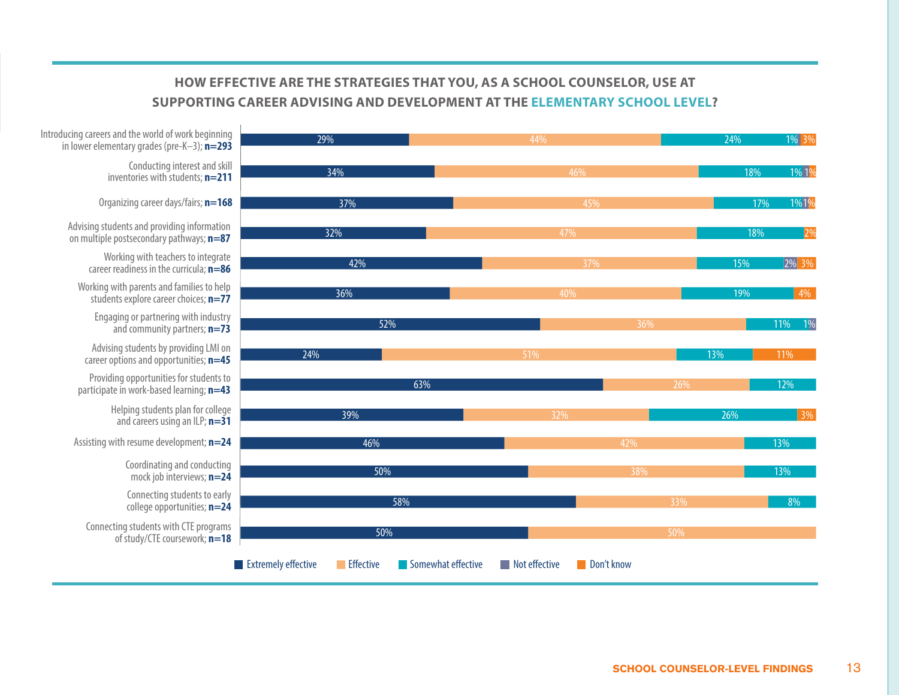## HOW EFFECTIVE ARE THE STRATEGIES THAT YOU, AS A SCHOOL COUNSELOR, USE AT SUPPORTING CAREER ADVISING AND DEVELOPMENT AT THE ELEMENTARY SCHOOL LEVEL?

| Strategy | Extremely effective | Effective | Somewhat effective | Not effective | Don't know |
|---|---|---|---|---|---|
| Introducing careers and the world of work beginning in lower elementary grades (pre-K–3); **n=293** | 29% | 44% | 24% | 1% | 3% |
| Conducting interest and skill inventories with students; **n=211** | 34% | 46% | 18% | 1% | 1% |
| Organizing career days/fairs; **n=168** | 37% | 45% | 17% | 1% | 1% |
| Advising students and providing information on multiple postsecondary pathways; **n=87** | 32% | 47% | 18% | | 2% |
| Working with teachers to integrate career readiness in the curricula; **n=86** | 42% | 37% | 15% | 2% | 3% |
| Working with parents and families to help students explore career choices; **n=77** | 36% | 40% | 19% | | 4% |
| Engaging or partnering with industry and community partners; **n=73** | 52% | 36% | 11% | 1% | |
| Advising students by providing LMI on career options and opportunities; **n=45** | 24% | 51% | 13% | | 11% |
| Providing opportunities for students to participate in work-based learning; **n=43** | 63% | 26% | 12% | | |
| Helping students plan for college and careers using an ILP; **n=31** | 39% | 32% | 26% | | 3% |
| Assisting with resume development; **n=24** | 46% | 42% | 13% | | |
| Coordinating and conducting mock job interviews; **n=24** | 50% | 38% | 13% | | |
| Connecting students to early college opportunities; **n=24** | 58% | 33% | 8% | | |
| Connecting students with CTE programs of study/CTE coursework; **n=18** | 50% | 50% | | | |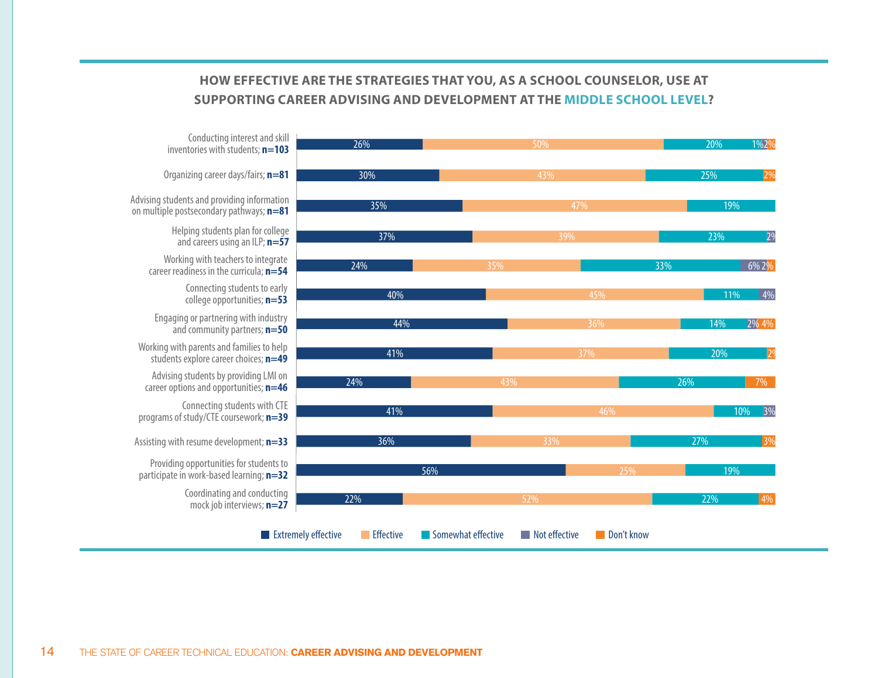## HOW EFFECTIVE ARE THE STRATEGIES THAT YOU, AS A SCHOOL COUNSELOR, USE AT SUPPORTING CAREER ADVISING AND DEVELOPMENT AT THE MIDDLE SCHOOL LEVEL?

| Strategy | Extremely effective | Effective | Somewhat effective | Not effective | Don't know |
|---|---|---|---|---|---|
| Conducting interest and skill inventories with students; **n=103** | 26% | 50% | 20% | 1% | 2% |
| Organizing career days/fairs; **n=81** | 30% | 43% | 25% | | 2% |
| Advising students and providing information on multiple postsecondary pathways; **n=81** | 35% | 47% | 19% | | |
| Helping students plan for college and careers using an ILP; **n=57** | 37% | 39% | 23% | 2% | |
| Working with teachers to integrate career readiness in the curricula; **n=54** | 24% | 35% | 33% | 6% | 2% |
| Connecting students to early college opportunities; **n=53** | 40% | 45% | 11% | 4% | |
| Engaging or partnering with industry and community partners; **n=50** | 44% | 36% | 14% | 2% | 4% |
| Working with parents and families to help students explore career choices; **n=49** | 41% | 37% | 20% | | 2% |
| Advising students by providing LMI on career options and opportunities; **n=46** | 24% | 43% | 26% | | 7% |
| Connecting students with CTE programs of study/CTE coursework; **n=39** | 41% | 46% | 10% | 3% | |
| Assisting with resume development; **n=33** | 36% | 33% | 27% | | 3% |
| Providing opportunities for students to participate in work-based learning; **n=32** | 56% | 25% | 19% | | |
| Coordinating and conducting mock job interviews; **n=27** | 22% | 52% | 22% | | 4% |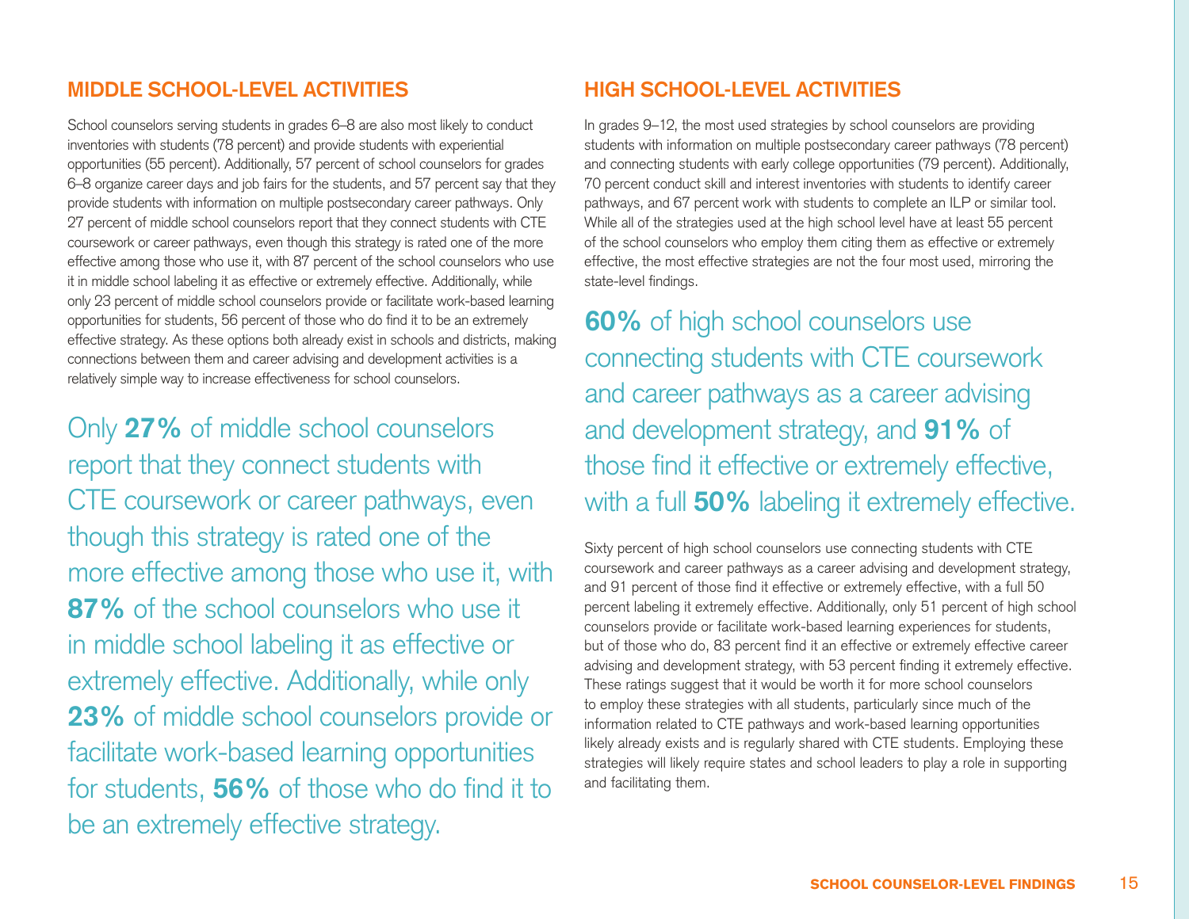## MIDDLE SCHOOL-LEVEL ACTIVITIES

School counselors serving students in grades 6–8 are also most likely to conduct inventories with students (78 percent) and provide students with experiential opportunities (55 percent). Additionally, 57 percent of school counselors for grades 6–8 organize career days and job fairs for the students, and 57 percent say that they provide students with information on multiple postsecondary career pathways. Only 27 percent of middle school counselors report that they connect students with CTE coursework or career pathways, even though this strategy is rated one of the more effective among those who use it, with 87 percent of the school counselors who use it in middle school labeling it as effective or extremely effective. Additionally, while only 23 percent of middle school counselors provide or facilitate work-based learning opportunities for students, 56 percent of those who do find it to be an extremely effective strategy. As these options both already exist in schools and districts, making connections between them and career advising and development activities is a relatively simple way to increase effectiveness for school counselors.

> Only **27%** of middle school counselors report that they connect students with CTE coursework or career pathways, even though this strategy is rated one of the more effective among those who use it, with **87%** of the school counselors who use it in middle school labeling it as effective or extremely effective. Additionally, while only **23%** of middle school counselors provide or facilitate work-based learning opportunities for students, **56%** of those who do find it to be an extremely effective strategy.

## HIGH SCHOOL-LEVEL ACTIVITIES

In grades 9–12, the most used strategies by school counselors are providing students with information on multiple postsecondary career pathways (78 percent) and connecting students with early college opportunities (79 percent). Additionally, 70 percent conduct skill and interest inventories with students to identify career pathways, and 67 percent work with students to complete an ILP or similar tool. While all of the strategies used at the high school level have at least 55 percent of the school counselors who employ them citing them as effective or extremely effective, the most effective strategies are not the four most used, mirroring the state-level findings.

> **60%** of high school counselors use connecting students with CTE coursework and career pathways as a career advising and development strategy, and **91%** of those find it effective or extremely effective, with a full **50%** labeling it extremely effective.

Sixty percent of high school counselors use connecting students with CTE coursework and career pathways as a career advising and development strategy, and 91 percent of those find it effective or extremely effective, with a full 50 percent labeling it extremely effective. Additionally, only 51 percent of high school counselors provide or facilitate work-based learning experiences for students, but of those who do, 83 percent find it an effective or extremely effective career advising and development strategy, with 53 percent finding it extremely effective. These ratings suggest that it would be worth it for more school counselors to employ these strategies with all students, particularly since much of the information related to CTE pathways and work-based learning opportunities likely already exists and is regularly shared with CTE students. Employing these strategies will likely require states and school leaders to play a role in supporting and facilitating them.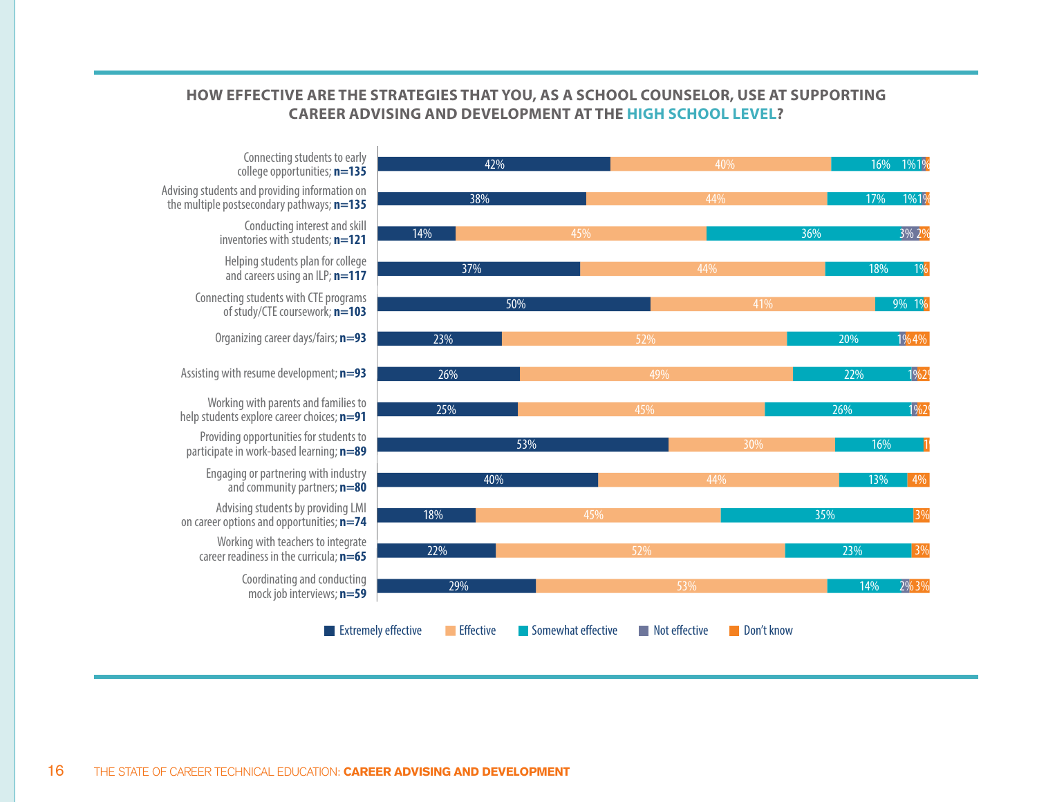## HOW EFFECTIVE ARE THE STRATEGIES THAT YOU, AS A SCHOOL COUNSELOR, USE AT SUPPORTING CAREER ADVISING AND DEVELOPMENT AT THE HIGH SCHOOL LEVEL?

| Strategy | Extremely effective | Effective | Somewhat effective | Not effective | Don't know |
|---|---|---|---|---|---|
| Connecting students to early college opportunities; **n=135** | 42% | 40% | 16% | 1% | 1% |
| Advising students and providing information on the multiple postsecondary pathways; **n=135** | 38% | 44% | 17% | 1% | 1% |
| Conducting interest and skill inventories with students; **n=121** | 14% | 45% | 36% | 3% | 2% |
| Helping students plan for college and careers using an ILP; **n=117** | 37% | 44% | 18% | | 1% |
| Connecting students with CTE programs of study/CTE coursework; **n=103** | 50% | 41% | 9% | | 1% |
| Organizing career days/fairs; **n=93** | 23% | 52% | 20% | 1% | 4% |
| Assisting with resume development; **n=93** | 26% | 49% | 22% | 1% | 2% |
| Working with parents and families to help students explore career choices; **n=91** | 25% | 45% | 26% | 1% | 2% |
| Providing opportunities for students to participate in work-based learning; **n=89** | 53% | 30% | 16% | | 1% |
| Engaging or partnering with industry and community partners; **n=80** | 40% | 44% | 13% | | 4% |
| Advising students by providing LMI on career options and opportunities; **n=74** | 18% | 45% | 35% | | 3% |
| Working with teachers to integrate career readiness in the curricula; **n=65** | 22% | 52% | 23% | | 3% |
| Coordinating and conducting mock job interviews; **n=59** | 29% | 53% | 14% | 2% | 3% |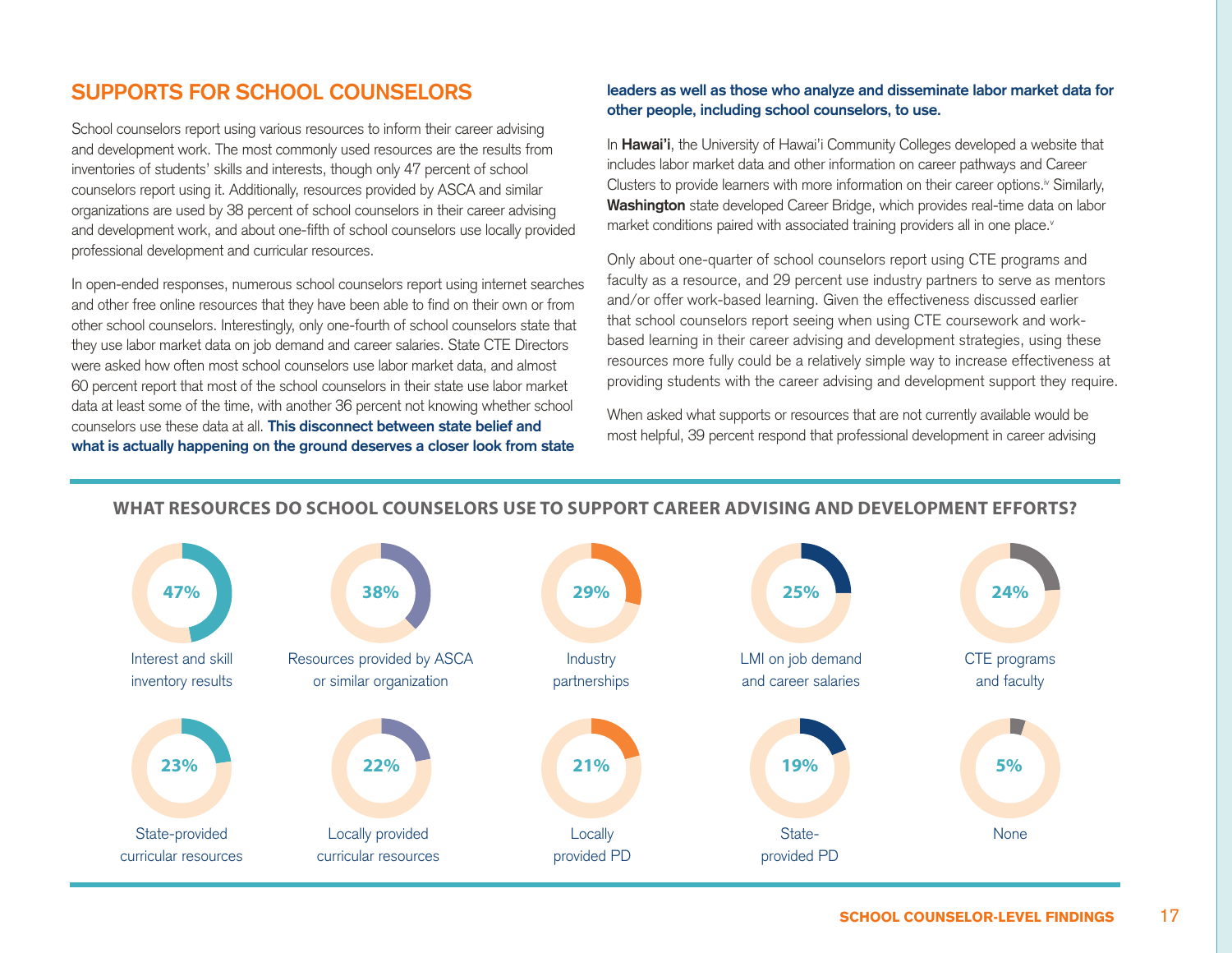## SUPPORTS FOR SCHOOL COUNSELORS

School counselors report using various resources to inform their career advising and development work. The most commonly used resources are the results from inventories of students' skills and interests, though only 47 percent of school counselors report using it. Additionally, resources provided by ASCA and similar organizations are used by 38 percent of school counselors in their career advising and development work, and about one-fifth of school counselors use locally provided professional development and curricular resources.

In open-ended responses, numerous school counselors report using internet searches and other free online resources that they have been able to find on their own or from other school counselors. Interestingly, only one-fourth of school counselors state that they use labor market data on job demand and career salaries. State CTE Directors were asked how often most school counselors use labor market data, and almost 60 percent report that most of the school counselors in their state use labor market data at least some of the time, with another 36 percent not knowing whether school counselors use these data at all. **This disconnect between state belief and what is actually happening on the ground deserves a closer look from state leaders as well as those who analyze and disseminate labor market data for other people, including school counselors, to use.**

In **Hawai'i**, the University of Hawai'i Community Colleges developed a website that includes labor market data and other information on career pathways and Career Clusters to provide learners with more information on their career options.[iv] Similarly, **Washington** state developed Career Bridge, which provides real-time data on labor market conditions paired with associated training providers all in one place.[v]

Only about one-quarter of school counselors report using CTE programs and faculty as a resource, and 29 percent use industry partners to serve as mentors and/or offer work-based learning. Given the effectiveness discussed earlier that school counselors report seeing when using CTE coursework and work-based learning in their career advising and development strategies, using these resources more fully could be a relatively simple way to increase effectiveness at providing students with the career advising and development support they require.

When asked what supports or resources that are not currently available would be most helpful, 39 percent respond that professional development in career advising

### WHAT RESOURCES DO SCHOOL COUNSELORS USE TO SUPPORT CAREER ADVISING AND DEVELOPMENT EFFORTS?

| Resource | Percent |
|---|---|
| Interest and skill inventory results | 47% |
| Resources provided by ASCA or similar organization | 38% |
| Industry partnerships | 29% |
| LMI on job demand and career salaries | 25% |
| CTE programs and faculty | 24% |
| State-provided curricular resources | 23% |
| Locally provided curricular resources | 22% |
| Locally provided PD | 21% |
| State-provided PD | 19% |
| None | 5% |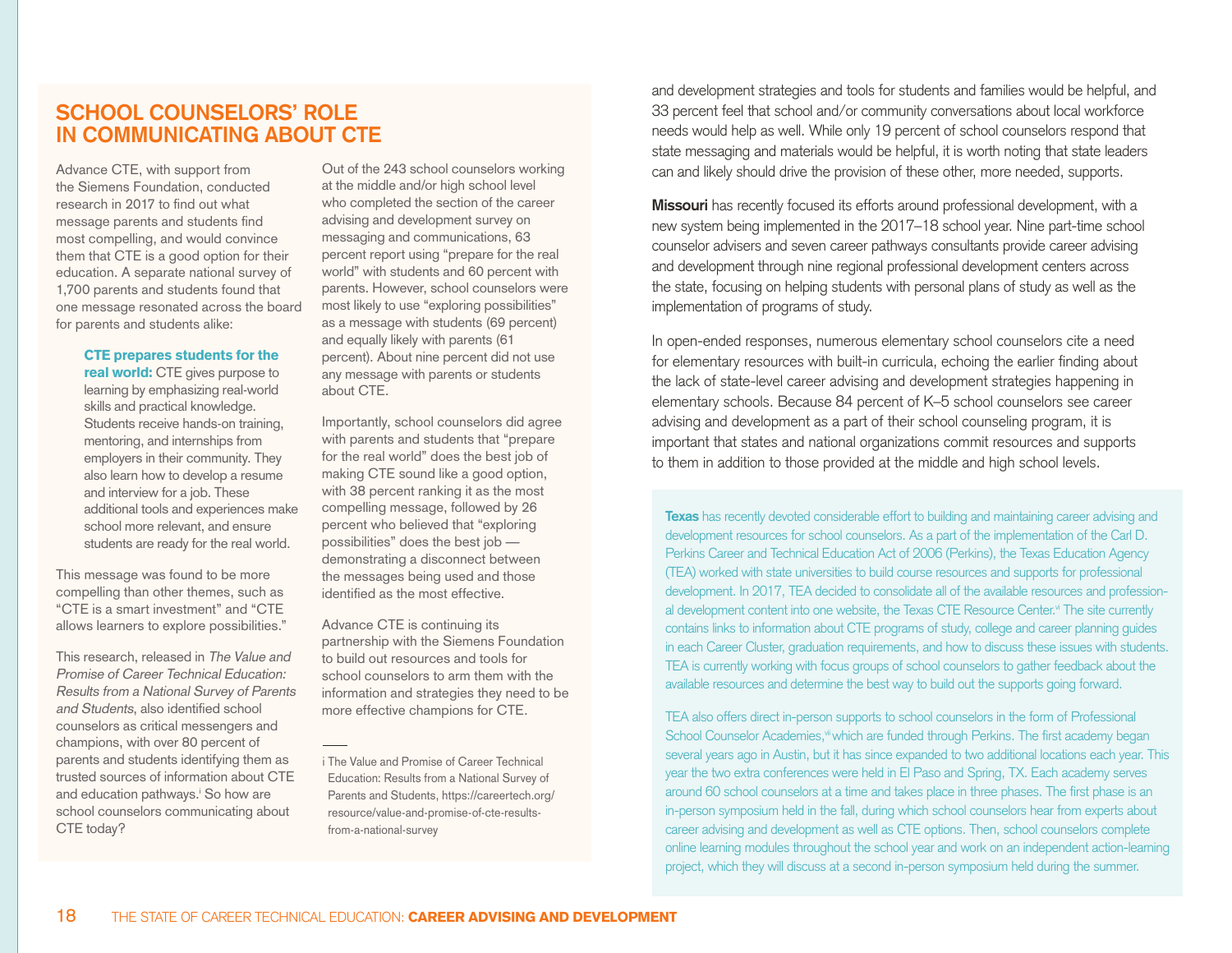## SCHOOL COUNSELORS' ROLE IN COMMUNICATING ABOUT CTE

Advance CTE, with support from the Siemens Foundation, conducted research in 2017 to find out what message parents and students find most compelling, and would convince them that CTE is a good option for their education. A separate national survey of 1,700 parents and students found that one message resonated across the board for parents and students alike:

> **CTE prepares students for the real world:** CTE gives purpose to learning by emphasizing real-world skills and practical knowledge. Students receive hands-on training, mentoring, and internships from employers in their community. They also learn how to develop a resume and interview for a job. These additional tools and experiences make school more relevant, and ensure students are ready for the real world.

This message was found to be more compelling than other themes, such as "CTE is a smart investment" and "CTE allows learners to explore possibilities."

This research, released in *The Value and Promise of Career Technical Education: Results from a National Survey of Parents and Students*, also identified school counselors as critical messengers and champions, with over 80 percent of parents and students identifying them as trusted sources of information about CTE and education pathways.[i] So how are school counselors communicating about CTE today?

Out of the 243 school counselors working at the middle and/or high school level who completed the section of the career advising and development survey on messaging and communications, 63 percent report using "prepare for the real world" with students and 60 percent with parents. However, school counselors were most likely to use "exploring possibilities" as a message with students (69 percent) and equally likely with parents (61 percent). About nine percent did not use any message with parents or students about CTE.

Importantly, school counselors did agree with parents and students that "prepare for the real world" does the best job of making CTE sound like a good option, with 38 percent ranking it as the most compelling message, followed by 26 percent who believed that "exploring possibilities" does the best job — demonstrating a disconnect between the messages being used and those identified as the most effective.

Advance CTE is continuing its partnership with the Siemens Foundation to build out resources and tools for school counselors to arm them with the information and strategies they need to be more effective champions for CTE.

i The Value and Promise of Career Technical Education: Results from a National Survey of Parents and Students, https://careertech.org/resource/value-and-promise-of-cte-results-from-a-national-survey

and development strategies and tools for students and families would be helpful, and 33 percent feel that school and/or community conversations about local workforce needs would help as well. While only 19 percent of school counselors respond that state messaging and materials would be helpful, it is worth noting that state leaders can and likely should drive the provision of these other, more needed, supports.

**Missouri** has recently focused its efforts around professional development, with a new system being implemented in the 2017–18 school year. Nine part-time school counselor advisers and seven career pathways consultants provide career advising and development through nine regional professional development centers across the state, focusing on helping students with personal plans of study as well as the implementation of programs of study.

In open-ended responses, numerous elementary school counselors cite a need for elementary resources with built-in curricula, echoing the earlier finding about the lack of state-level career advising and development strategies happening in elementary schools. Because 84 percent of K–5 school counselors see career advising and development as a part of their school counseling program, it is important that states and national organizations commit resources and supports to them in addition to those provided at the middle and high school levels.

**Texas** has recently devoted considerable effort to building and maintaining career advising and development resources for school counselors. As a part of the implementation of the Carl D. Perkins Career and Technical Education Act of 2006 (Perkins), the Texas Education Agency (TEA) worked with state universities to build course resources and supports for professional development. In 2017, TEA decided to consolidate all of the available resources and professional development content into one website, the Texas CTE Resource Center.[vi] The site currently contains links to information about CTE programs of study, college and career planning guides in each Career Cluster, graduation requirements, and how to discuss these issues with students. TEA is currently working with focus groups of school counselors to gather feedback about the available resources and determine the best way to build out the supports going forward.

TEA also offers direct in-person supports to school counselors in the form of Professional School Counselor Academies,[vii] which are funded through Perkins. The first academy began several years ago in Austin, but it has since expanded to two additional locations each year. This year the two extra conferences were held in El Paso and Spring, TX. Each academy serves around 60 school counselors at a time and takes place in three phases. The first phase is an in-person symposium held in the fall, during which school counselors hear from experts about career advising and development as well as CTE options. Then, school counselors complete online learning modules throughout the school year and work on an independent action-learning project, which they will discuss at a second in-person symposium held during the summer.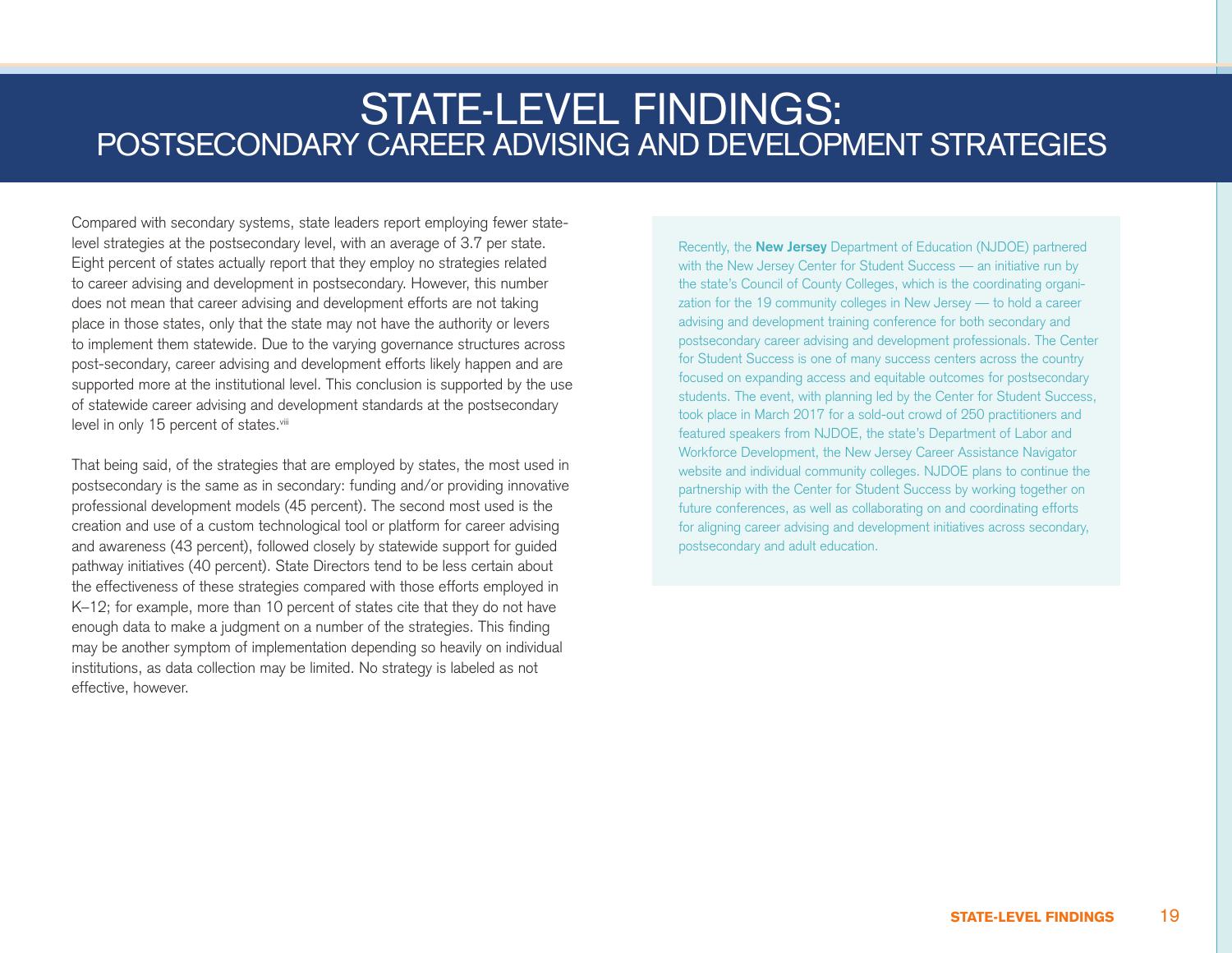# STATE-LEVEL FINDINGS:
## POSTSECONDARY CAREER ADVISING AND DEVELOPMENT STRATEGIES

Compared with secondary systems, state leaders report employing fewer state-level strategies at the postsecondary level, with an average of 3.7 per state. Eight percent of states actually report that they employ no strategies related to career advising and development in postsecondary. However, this number does not mean that career advising and development efforts are not taking place in those states, only that the state may not have the authority or levers to implement them statewide. Due to the varying governance structures across post-secondary, career advising and development efforts likely happen and are supported more at the institutional level. This conclusion is supported by the use of statewide career advising and development standards at the postsecondary level in only 15 percent of states.[viii]

That being said, of the strategies that are employed by states, the most used in postsecondary is the same as in secondary: funding and/or providing innovative professional development models (45 percent). The second most used is the creation and use of a custom technological tool or platform for career advising and awareness (43 percent), followed closely by statewide support for guided pathway initiatives (40 percent). State Directors tend to be less certain about the effectiveness of these strategies compared with those efforts employed in K–12; for example, more than 10 percent of states cite that they do not have enough data to make a judgment on a number of the strategies. This finding may be another symptom of implementation depending so heavily on individual institutions, as data collection may be limited. No strategy is labeled as not effective, however.

Recently, the **New Jersey** Department of Education (NJDOE) partnered with the New Jersey Center for Student Success — an initiative run by the state's Council of County Colleges, which is the coordinating organization for the 19 community colleges in New Jersey — to hold a career advising and development training conference for both secondary and postsecondary career advising and development professionals. The Center for Student Success is one of many success centers across the country focused on expanding access and equitable outcomes for postsecondary students. The event, with planning led by the Center for Student Success, took place in March 2017 for a sold-out crowd of 250 practitioners and featured speakers from NJDOE, the state's Department of Labor and Workforce Development, the New Jersey Career Assistance Navigator website and individual community colleges. NJDOE plans to continue the partnership with the Center for Student Success by working together on future conferences, as well as collaborating on and coordinating efforts for aligning career advising and development initiatives across secondary, postsecondary and adult education.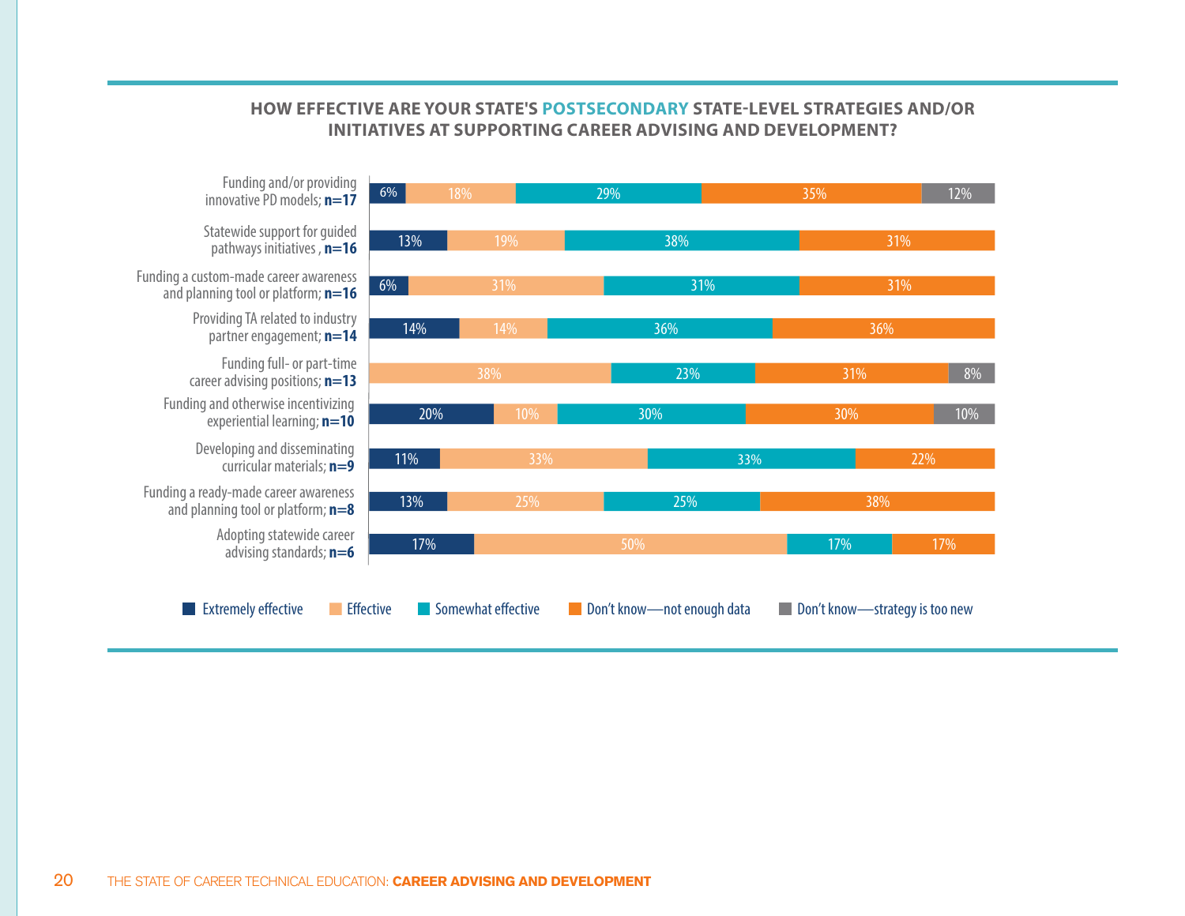## HOW EFFECTIVE ARE YOUR STATE'S POSTSECONDARY STATE-LEVEL STRATEGIES AND/OR INITIATIVES AT SUPPORTING CAREER ADVISING AND DEVELOPMENT?

| Strategy | Extremely effective | Effective | Somewhat effective | Don't know—not enough data | Don't know—strategy is too new |
|---|---|---|---|---|---|
| Funding and/or providing innovative PD models; **n=17** | 6% | 18% | 29% | 35% | 12% |
| Statewide support for guided pathways initiatives , **n=16** | 13% | 19% | 38% | 31% | |
| Funding a custom-made career awareness and planning tool or platform; **n=16** | 6% | 31% | 31% | 31% | |
| Providing TA related to industry partner engagement; **n=14** | 14% | 14% | 36% | 36% | |
| Funding full- or part-time career advising positions; **n=13** | | 38% | 23% | 31% | 8% |
| Funding and otherwise incentivizing experiential learning; **n=10** | 20% | 10% | 30% | 30% | 10% |
| Developing and disseminating curricular materials; **n=9** | 11% | 33% | 33% | 22% | |
| Funding a ready-made career awareness and planning tool or platform; **n=8** | 13% | 25% | 25% | 38% | |
| Adopting statewide career advising standards; **n=6** | 17% | 50% | 17% | 17% | |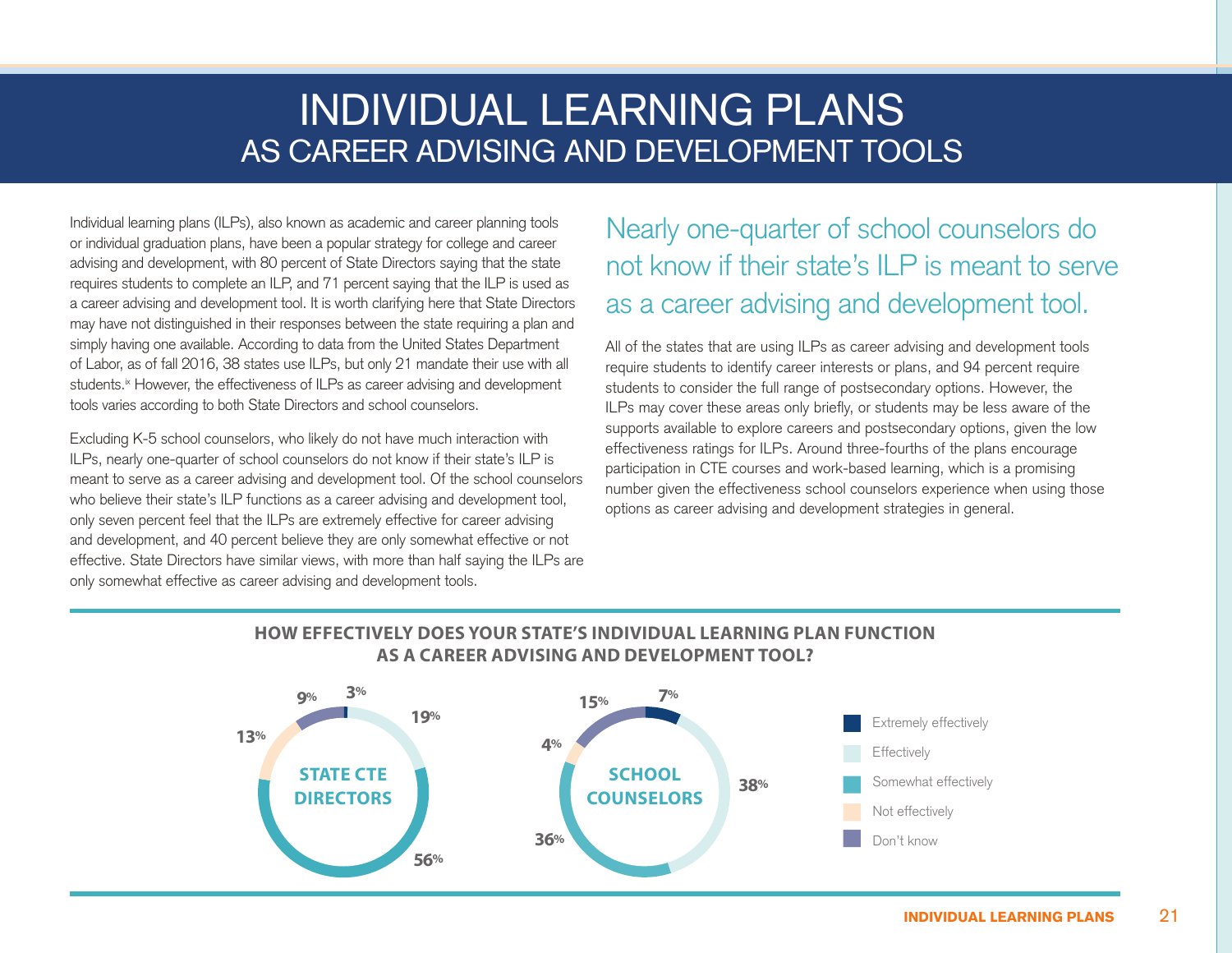# INDIVIDUAL LEARNING PLANS
## AS CAREER ADVISING AND DEVELOPMENT TOOLS

Individual learning plans (ILPs), also known as academic and career planning tools or individual graduation plans, have been a popular strategy for college and career advising and development, with 80 percent of State Directors saying that the state requires students to complete an ILP, and 71 percent saying that the ILP is used as a career advising and development tool. It is worth clarifying here that State Directors may have not distinguished in their responses between the state requiring a plan and simply having one available. According to data from the United States Department of Labor, as of fall 2016, 38 states use ILPs, but only 21 mandate their use with all students.[ix] However, the effectiveness of ILPs as career advising and development tools varies according to both State Directors and school counselors.

Excluding K-5 school counselors, who likely do not have much interaction with ILPs, nearly one-quarter of school counselors do not know if their state's ILP is meant to serve as a career advising and development tool. Of the school counselors who believe their state's ILP functions as a career advising and development tool, only seven percent feel that the ILPs are extremely effective for career advising and development, and 40 percent believe they are only somewhat effective or not effective. State Directors have similar views, with more than half saying the ILPs are only somewhat effective as career advising and development tools.

### Nearly one-quarter of school counselors do not know if their state's ILP is meant to serve as a career advising and development tool.

All of the states that are using ILPs as career advising and development tools require students to identify career interests or plans, and 94 percent require students to consider the full range of postsecondary options. However, the ILPs may cover these areas only briefly, or students may be less aware of the supports available to explore careers and postsecondary options, given the low effectiveness ratings for ILPs. Around three-fourths of the plans encourage participation in CTE courses and work-based learning, which is a promising number given the effectiveness school counselors experience when using those options as career advising and development strategies in general.

**HOW EFFECTIVELY DOES YOUR STATE'S INDIVIDUAL LEARNING PLAN FUNCTION AS A CAREER ADVISING AND DEVELOPMENT TOOL?**

| | State CTE Directors | School Counselors |
|---|---|---|
| Extremely effectively | 3% | 7% |
| Effectively | 19% | 38% |
| Somewhat effectively | 56% | 36% |
| Not effectively | 13% | 4% |
| Don't know | 9% | 15% |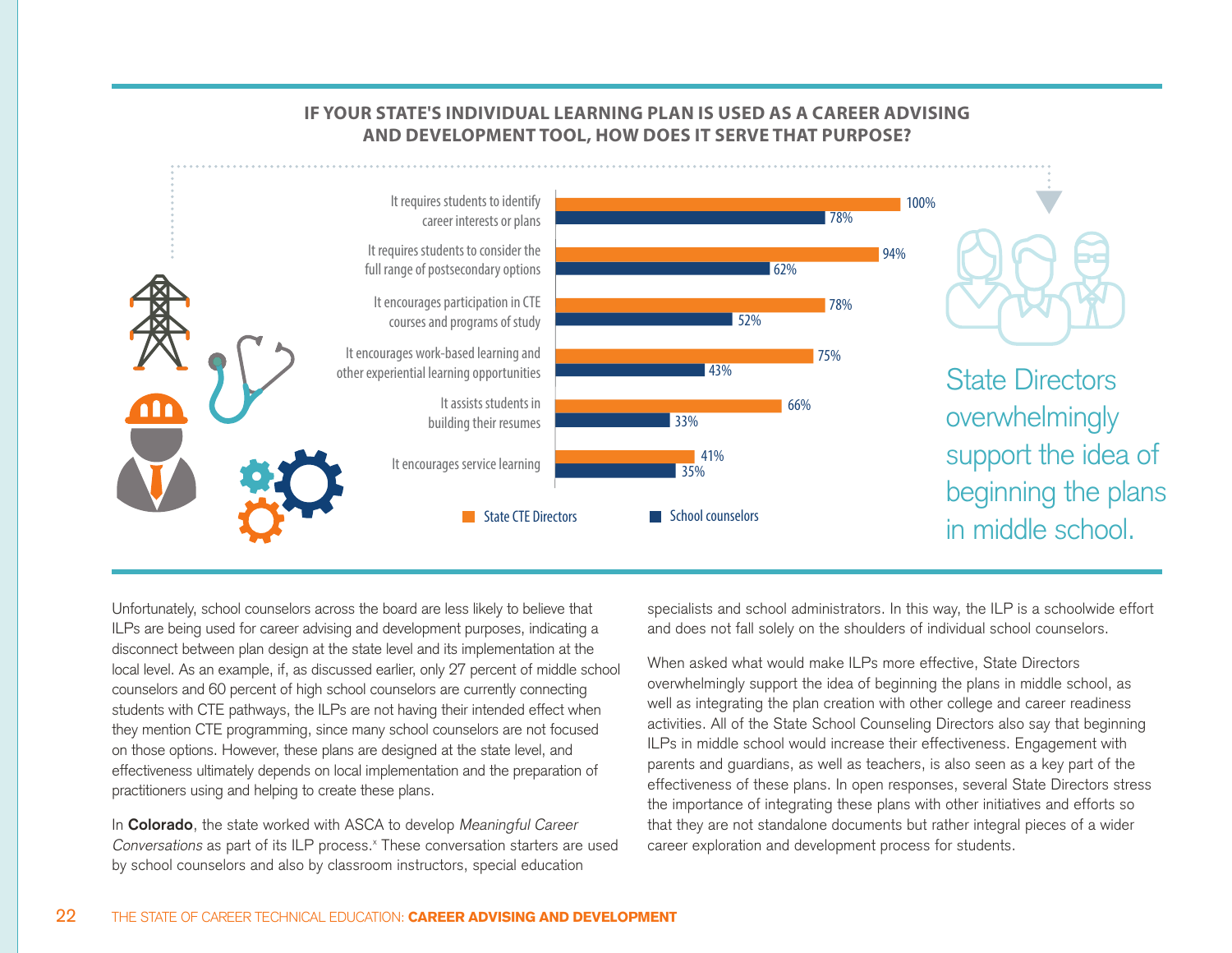## IF YOUR STATE'S INDIVIDUAL LEARNING PLAN IS USED AS A CAREER ADVISING AND DEVELOPMENT TOOL, HOW DOES IT SERVE THAT PURPOSE?

| | State CTE Directors | School counselors |
|---|---|---|
| It requires students to identify career interests or plans | 100% | 78% |
| It requires students to consider the full range of postsecondary options | 94% | 62% |
| It encourages participation in CTE courses and programs of study | 78% | 52% |
| It encourages work-based learning and other experiential learning opportunities | 75% | 43% |
| It assists students in building their resumes | 66% | 33% |
| It encourages service learning | 41% | 35% |

State Directors overwhelmingly support the idea of beginning the plans in middle school.

Unfortunately, school counselors across the board are less likely to believe that ILPs are being used for career advising and development purposes, indicating a disconnect between plan design at the state level and its implementation at the local level. As an example, if, as discussed earlier, only 27 percent of middle school counselors and 60 percent of high school counselors are currently connecting students with CTE pathways, the ILPs are not having their intended effect when they mention CTE programming, since many school counselors are not focused on those options. However, these plans are designed at the state level, and effectiveness ultimately depends on local implementation and the preparation of practitioners using and helping to create these plans.

In **Colorado**, the state worked with ASCA to develop *Meaningful Career Conversations* as part of its ILP process.[x] These conversation starters are used by school counselors and also by classroom instructors, special education specialists and school administrators. In this way, the ILP is a schoolwide effort and does not fall solely on the shoulders of individual school counselors.

When asked what would make ILPs more effective, State Directors overwhelmingly support the idea of beginning the plans in middle school, as well as integrating the plan creation with other college and career readiness activities. All of the State School Counseling Directors also say that beginning ILPs in middle school would increase their effectiveness. Engagement with parents and guardians, as well as teachers, is also seen as a key part of the effectiveness of these plans. In open responses, several State Directors stress the importance of integrating these plans with other initiatives and efforts so that they are not standalone documents but rather integral pieces of a wider career exploration and development process for students.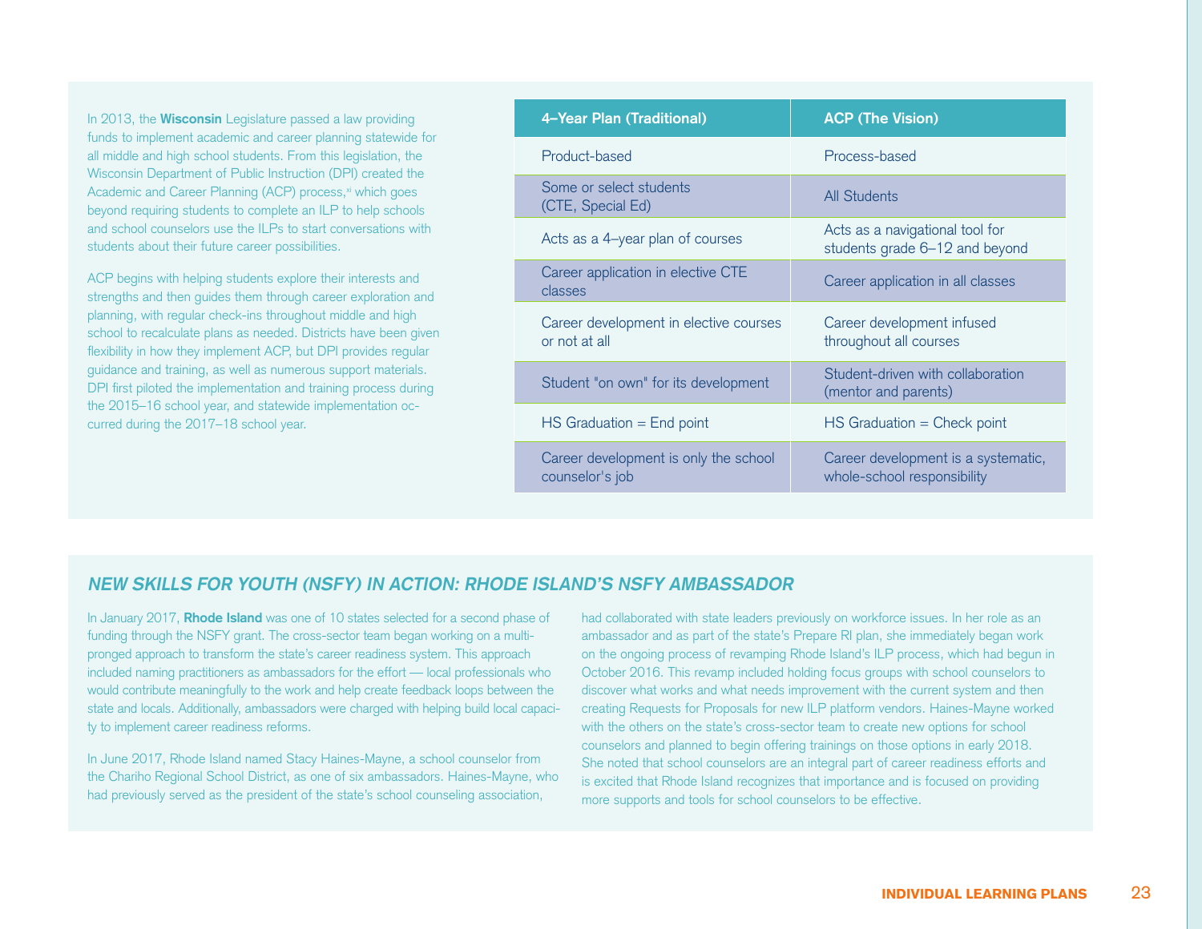In 2013, the **Wisconsin** Legislature passed a law providing funds to implement academic and career planning statewide for all middle and high school students. From this legislation, the Wisconsin Department of Public Instruction (DPI) created the Academic and Career Planning (ACP) process,[xi] which goes beyond requiring students to complete an ILP to help schools and school counselors use the ILPs to start conversations with students about their future career possibilities.

ACP begins with helping students explore their interests and strengths and then guides them through career exploration and planning, with regular check-ins throughout middle and high school to recalculate plans as needed. Districts have been given flexibility in how they implement ACP, but DPI provides regular guidance and training, as well as numerous support materials. DPI first piloted the implementation and training process during the 2015–16 school year, and statewide implementation occurred during the 2017–18 school year.

| 4–Year Plan (Traditional) | ACP (The Vision) |
| --- | --- |
| Product-based | Process-based |
| Some or select students (CTE, Special Ed) | All Students |
| Acts as a 4–year plan of courses | Acts as a navigational tool for students grade 6–12 and beyond |
| Career application in elective CTE classes | Career application in all classes |
| Career development in elective courses or not at all | Career development infused throughout all courses |
| Student "on own" for its development | Student-driven with collaboration (mentor and parents) |
| HS Graduation = End point | HS Graduation = Check point |
| Career development is only the school counselor's job | Career development is a systematic, whole-school responsibility |

## *NEW SKILLS FOR YOUTH (NSFY) IN ACTION: RHODE ISLAND'S NSFY AMBASSADOR*

In January 2017, **Rhode Island** was one of 10 states selected for a second phase of funding through the NSFY grant. The cross-sector team began working on a multi-pronged approach to transform the state's career readiness system. This approach included naming practitioners as ambassadors for the effort — local professionals who would contribute meaningfully to the work and help create feedback loops between the state and locals. Additionally, ambassadors were charged with helping build local capacity to implement career readiness reforms.

In June 2017, Rhode Island named Stacy Haines-Mayne, a school counselor from the Chariho Regional School District, as one of six ambassadors. Haines-Mayne, who had previously served as the president of the state's school counseling association, had collaborated with state leaders previously on workforce issues. In her role as an ambassador and as part of the state's Prepare RI plan, she immediately began work on the ongoing process of revamping Rhode Island's ILP process, which had begun in October 2016. This revamp included holding focus groups with school counselors to discover what works and what needs improvement with the current system and then creating Requests for Proposals for new ILP platform vendors. Haines-Mayne worked with the others on the state's cross-sector team to create new options for school counselors and planned to begin offering trainings on those options in early 2018. She noted that school counselors are an integral part of career readiness efforts and is excited that Rhode Island recognizes that importance and is focused on providing more supports and tools for school counselors to be effective.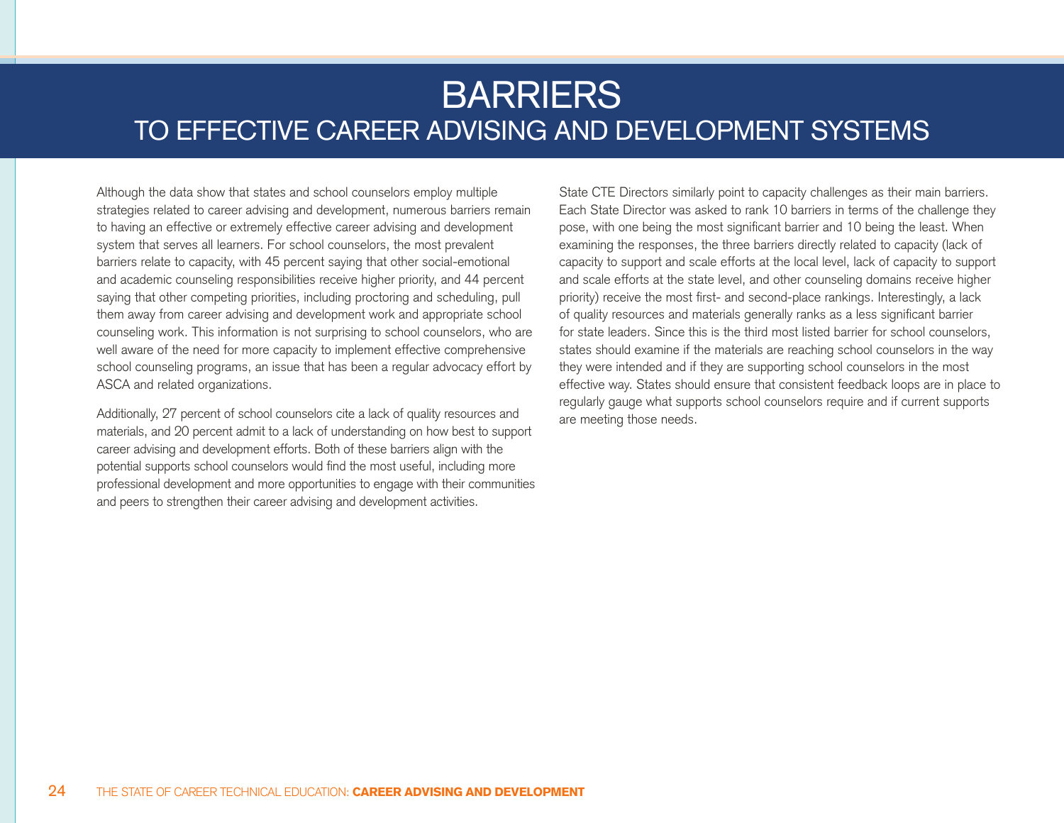# BARRIERS

## TO EFFECTIVE CAREER ADVISING AND DEVELOPMENT SYSTEMS

Although the data show that states and school counselors employ multiple strategies related to career advising and development, numerous barriers remain to having an effective or extremely effective career advising and development system that serves all learners. For school counselors, the most prevalent barriers relate to capacity, with 45 percent saying that other social-emotional and academic counseling responsibilities receive higher priority, and 44 percent saying that other competing priorities, including proctoring and scheduling, pull them away from career advising and development work and appropriate school counseling work. This information is not surprising to school counselors, who are well aware of the need for more capacity to implement effective comprehensive school counseling programs, an issue that has been a regular advocacy effort by ASCA and related organizations.

Additionally, 27 percent of school counselors cite a lack of quality resources and materials, and 20 percent admit to a lack of understanding on how best to support career advising and development efforts. Both of these barriers align with the potential supports school counselors would find the most useful, including more professional development and more opportunities to engage with their communities and peers to strengthen their career advising and development activities.

State CTE Directors similarly point to capacity challenges as their main barriers. Each State Director was asked to rank 10 barriers in terms of the challenge they pose, with one being the most significant barrier and 10 being the least. When examining the responses, the three barriers directly related to capacity (lack of capacity to support and scale efforts at the local level, lack of capacity to support and scale efforts at the state level, and other counseling domains receive higher priority) receive the most first- and second-place rankings. Interestingly, a lack of quality resources and materials generally ranks as a less significant barrier for state leaders. Since this is the third most listed barrier for school counselors, states should examine if the materials are reaching school counselors in the way they were intended and if they are supporting school counselors in the most effective way. States should ensure that consistent feedback loops are in place to regularly gauge what supports school counselors require and if current supports are meeting those needs.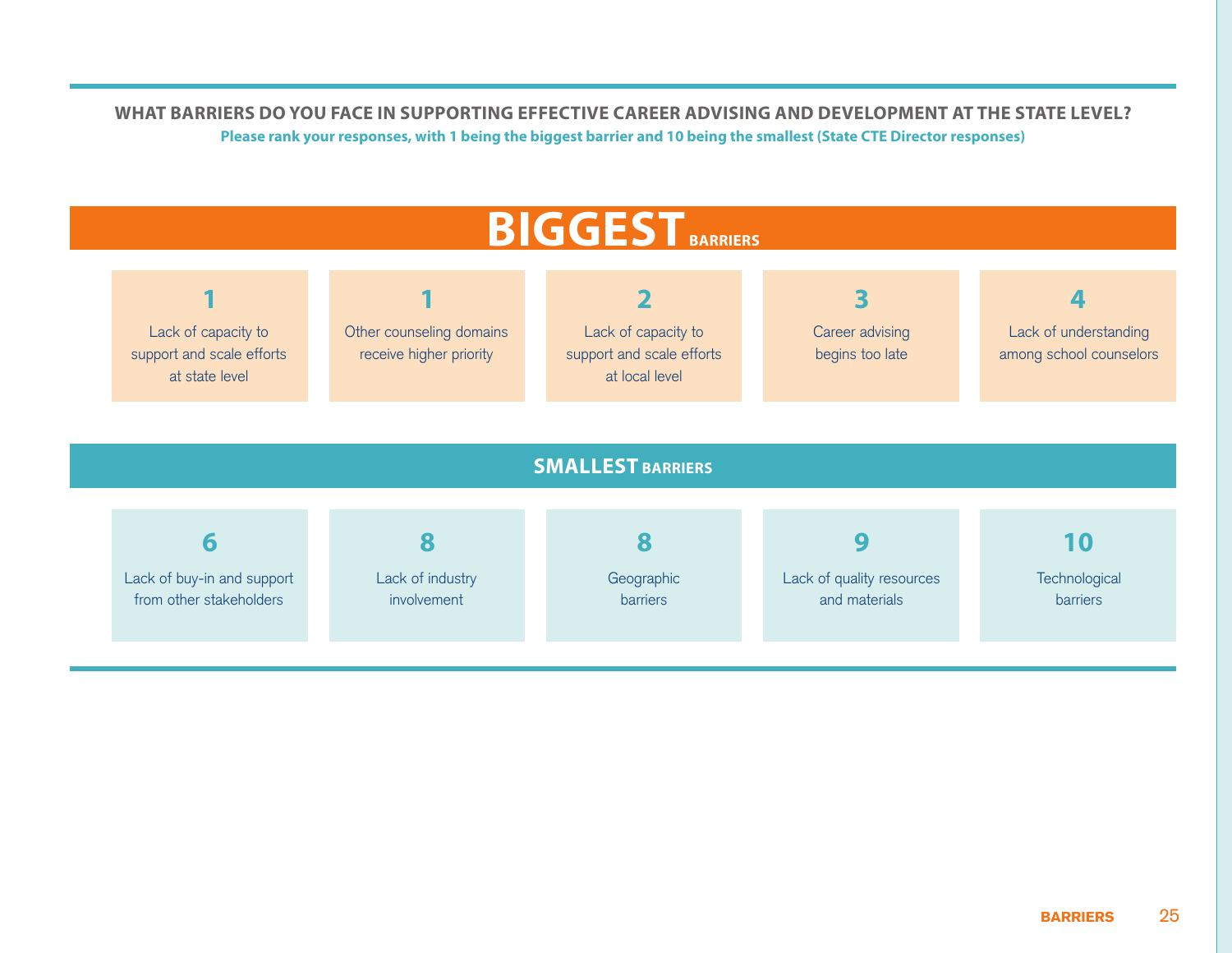## WHAT BARRIERS DO YOU FACE IN SUPPORTING EFFECTIVE CAREER ADVISING AND DEVELOPMENT AT THE STATE LEVEL?

**Please rank your responses, with 1 being the biggest barrier and 10 being the smallest (State CTE Director responses)**

### BIGGEST BARRIERS

| Rank | Barrier |
|---|---|
| 1 | Lack of capacity to support and scale efforts at state level |
| 1 | Other counseling domains receive higher priority |
| 2 | Lack of capacity to support and scale efforts at local level |
| 3 | Career advising begins too late |
| 4 | Lack of understanding among school counselors |

### SMALLEST BARRIERS

| Rank | Barrier |
|---|---|
| 6 | Lack of buy-in and support from other stakeholders |
| 8 | Lack of industry involvement |
| 8 | Geographic barriers |
| 9 | Lack of quality resources and materials |
| 10 | Technological barriers |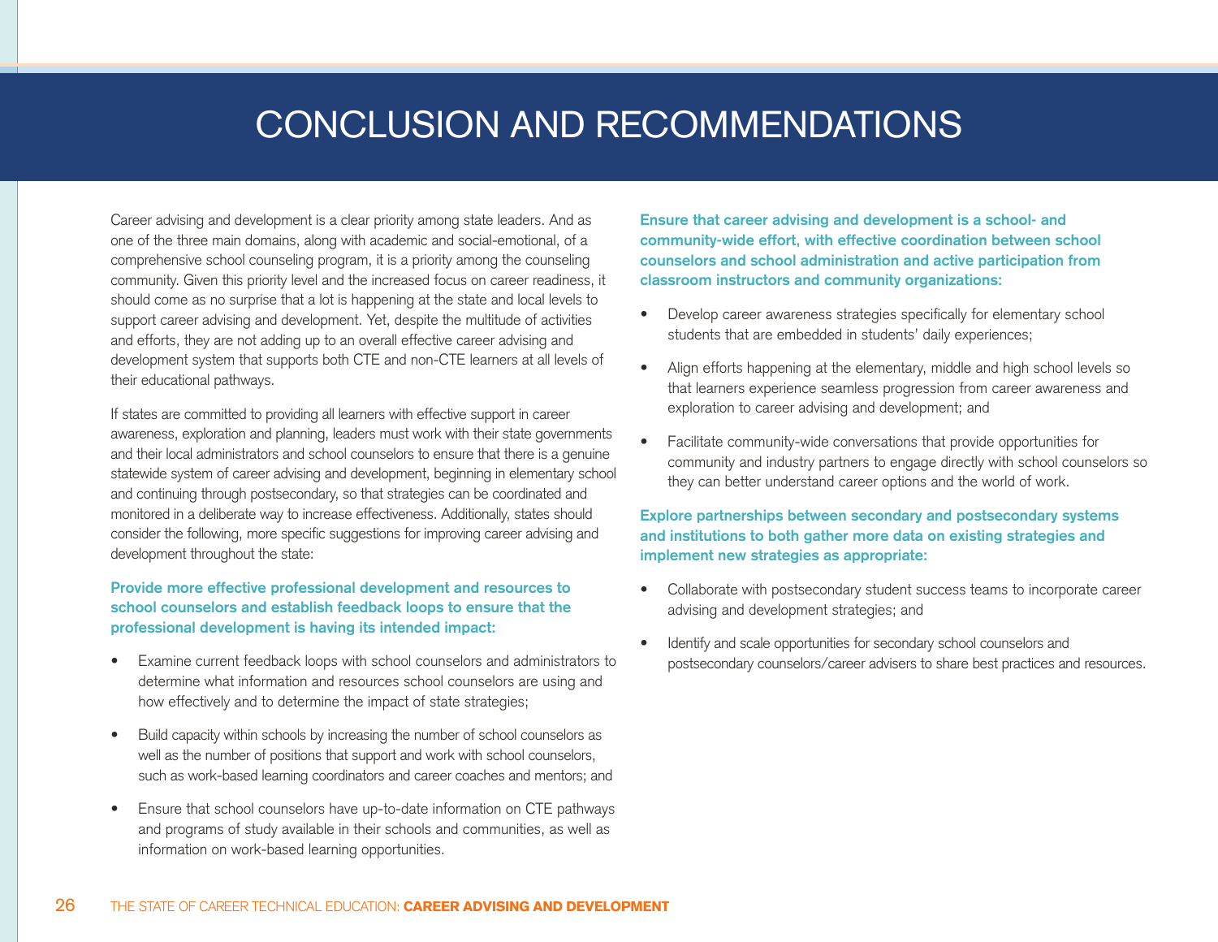# CONCLUSION AND RECOMMENDATIONS

Career advising and development is a clear priority among state leaders. And as one of the three main domains, along with academic and social-emotional, of a comprehensive school counseling program, it is a priority among the counseling community. Given this priority level and the increased focus on career readiness, it should come as no surprise that a lot is happening at the state and local levels to support career advising and development. Yet, despite the multitude of activities and efforts, they are not adding up to an overall effective career advising and development system that supports both CTE and non-CTE learners at all levels of their educational pathways.

If states are committed to providing all learners with effective support in career awareness, exploration and planning, leaders must work with their state governments and their local administrators and school counselors to ensure that there is a genuine statewide system of career advising and development, beginning in elementary school and continuing through postsecondary, so that strategies can be coordinated and monitored in a deliberate way to increase effectiveness. Additionally, states should consider the following, more specific suggestions for improving career advising and development throughout the state:

**Provide more effective professional development and resources to school counselors and establish feedback loops to ensure that the professional development is having its intended impact:**

- Examine current feedback loops with school counselors and administrators to determine what information and resources school counselors are using and how effectively and to determine the impact of state strategies;
- Build capacity within schools by increasing the number of school counselors as well as the number of positions that support and work with school counselors, such as work-based learning coordinators and career coaches and mentors; and
- Ensure that school counselors have up-to-date information on CTE pathways and programs of study available in their schools and communities, as well as information on work-based learning opportunities.

**Ensure that career advising and development is a school- and community-wide effort, with effective coordination between school counselors and school administration and active participation from classroom instructors and community organizations:**

- Develop career awareness strategies specifically for elementary school students that are embedded in students' daily experiences;
- Align efforts happening at the elementary, middle and high school levels so that learners experience seamless progression from career awareness and exploration to career advising and development; and
- Facilitate community-wide conversations that provide opportunities for community and industry partners to engage directly with school counselors so they can better understand career options and the world of work.

**Explore partnerships between secondary and postsecondary systems and institutions to both gather more data on existing strategies and implement new strategies as appropriate:**

- Collaborate with postsecondary student success teams to incorporate career advising and development strategies; and
- Identify and scale opportunities for secondary school counselors and postsecondary counselors/career advisers to share best practices and resources.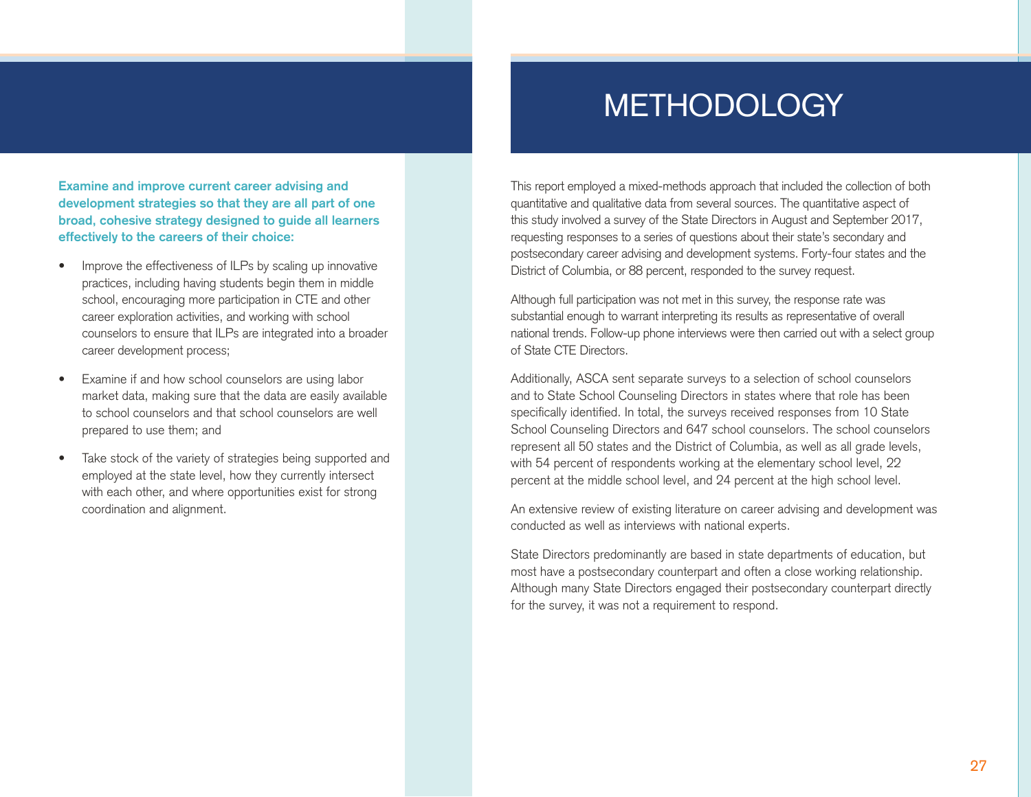**Examine and improve current career advising and development strategies so that they are all part of one broad, cohesive strategy designed to guide all learners effectively to the careers of their choice:**

- Improve the effectiveness of ILPs by scaling up innovative practices, including having students begin them in middle school, encouraging more participation in CTE and other career exploration activities, and working with school counselors to ensure that ILPs are integrated into a broader career development process;
- Examine if and how school counselors are using labor market data, making sure that the data are easily available to school counselors and that school counselors are well prepared to use them; and
- Take stock of the variety of strategies being supported and employed at the state level, how they currently intersect with each other, and where opportunities exist for strong coordination and alignment.

# METHODOLOGY

This report employed a mixed-methods approach that included the collection of both quantitative and qualitative data from several sources. The quantitative aspect of this study involved a survey of the State Directors in August and September 2017, requesting responses to a series of questions about their state's secondary and postsecondary career advising and development systems. Forty-four states and the District of Columbia, or 88 percent, responded to the survey request.

Although full participation was not met in this survey, the response rate was substantial enough to warrant interpreting its results as representative of overall national trends. Follow-up phone interviews were then carried out with a select group of State CTE Directors.

Additionally, ASCA sent separate surveys to a selection of school counselors and to State School Counseling Directors in states where that role has been specifically identified. In total, the surveys received responses from 10 State School Counseling Directors and 647 school counselors. The school counselors represent all 50 states and the District of Columbia, as well as all grade levels, with 54 percent of respondents working at the elementary school level, 22 percent at the middle school level, and 24 percent at the high school level.

An extensive review of existing literature on career advising and development was conducted as well as interviews with national experts.

State Directors predominantly are based in state departments of education, but most have a postsecondary counterpart and often a close working relationship. Although many State Directors engaged their postsecondary counterpart directly for the survey, it was not a requirement to respond.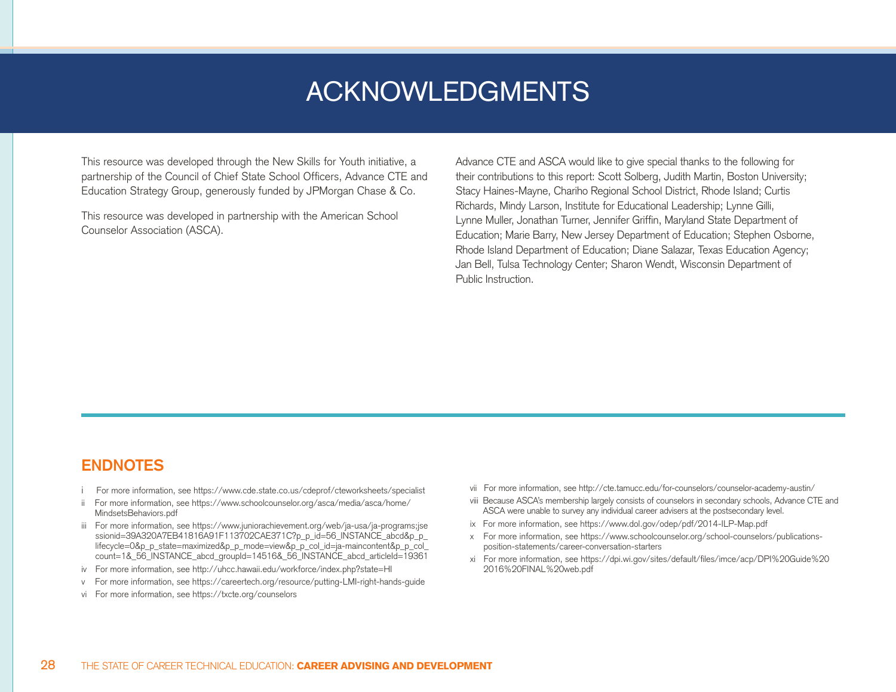# ACKNOWLEDGMENTS

This resource was developed through the New Skills for Youth initiative, a partnership of the Council of Chief State School Officers, Advance CTE and Education Strategy Group, generously funded by JPMorgan Chase & Co.

This resource was developed in partnership with the American School Counselor Association (ASCA).

Advance CTE and ASCA would like to give special thanks to the following for their contributions to this report: Scott Solberg, Judith Martin, Boston University; Stacy Haines-Mayne, Chariho Regional School District, Rhode Island; Curtis Richards, Mindy Larson, Institute for Educational Leadership; Lynne Gilli, Lynne Muller, Jonathan Turner, Jennifer Griffin, Maryland State Department of Education; Marie Barry, New Jersey Department of Education; Stephen Osborne, Rhode Island Department of Education; Diane Salazar, Texas Education Agency; Jan Bell, Tulsa Technology Center; Sharon Wendt, Wisconsin Department of Public Instruction.

## ENDNOTES

i For more information, see https://www.cde.state.co.us/cdeprof/cteworksheets/specialist

ii For more information, see https://www.schoolcounselor.org/asca/media/asca/home/MindsetsBehaviors.pdf

iii For more information, see https://www.juniorachievement.org/web/ja-usa/ja-programs;jsessionid=39A320A7EB41816A91F113702CAE371C?p_p_id=56_INSTANCE_abcd&p_p_lifecycle=0&p_p_state=maximized&p_p_mode=view&p_p_col_id=ja-maincontent&p_p_col_count=1&_56_INSTANCE_abcd_groupId=14516&_56_INSTANCE_abcd_articleId=19361

iv For more information, see http://uhcc.hawaii.edu/workforce/index.php?state=HI

v For more information, see https://careertech.org/resource/putting-LMI-right-hands-guide

vi For more information, see https://txcte.org/counselors

vii For more information, see http://cte.tamucc.edu/for-counselors/counselor-academy-austin/

viii Because ASCA's membership largely consists of counselors in secondary schools, Advance CTE and ASCA were unable to survey any individual career advisers at the postsecondary level.

ix For more information, see https://www.dol.gov/odep/pdf/2014-ILP-Map.pdf

x For more information, see https://www.schoolcounselor.org/school-counselors/publications-position-statements/career-conversation-starters

xi For more information, see https://dpi.wi.gov/sites/default/files/imce/acp/DPI%20Guide%202016%20FINAL%20web.pdf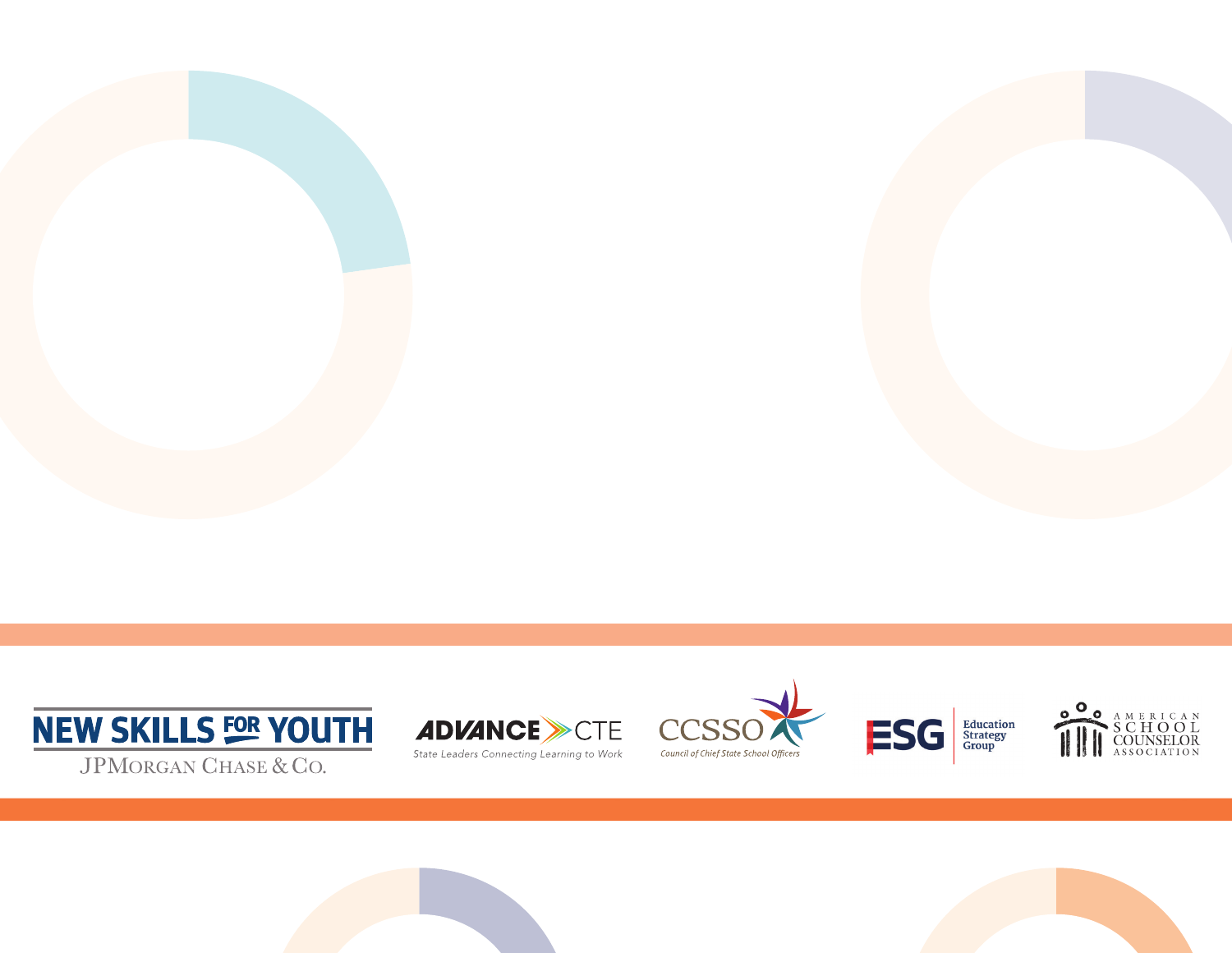NEW SKILLS FOR YOUTH
JPMORGAN CHASE & CO.

ADVANCE CTE
State Leaders Connecting Learning to Work

CCSSO
Council of Chief State School Officers

ESG
Education Strategy Group

AMERICAN SCHOOL COUNSELOR ASSOCIATION